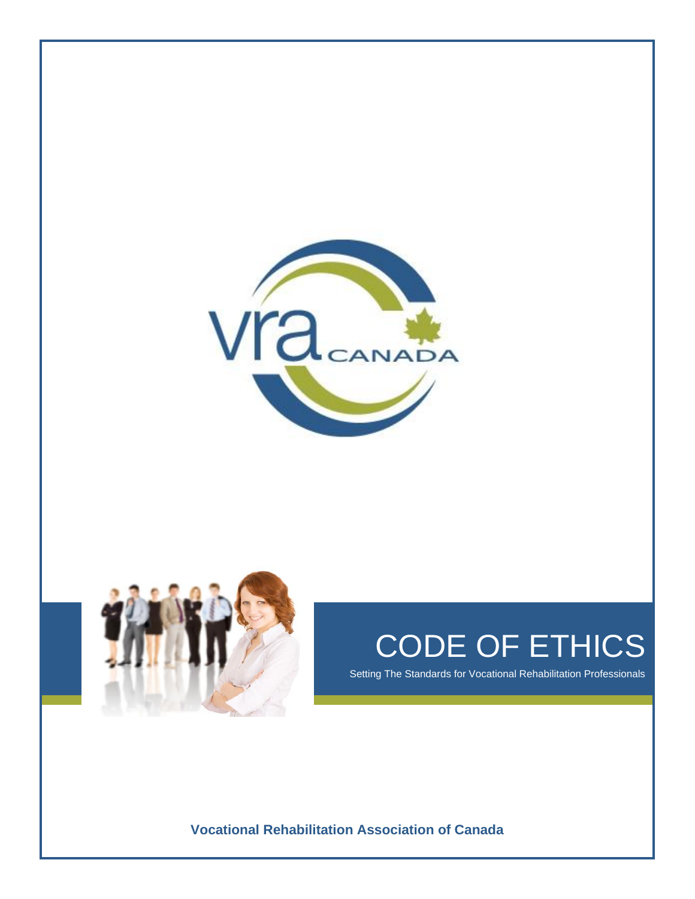# CODE OF ETHICS

Setting The Standards for Vocational Rehabilitation Professionals

**Vocational Rehabilitation Association of Canada**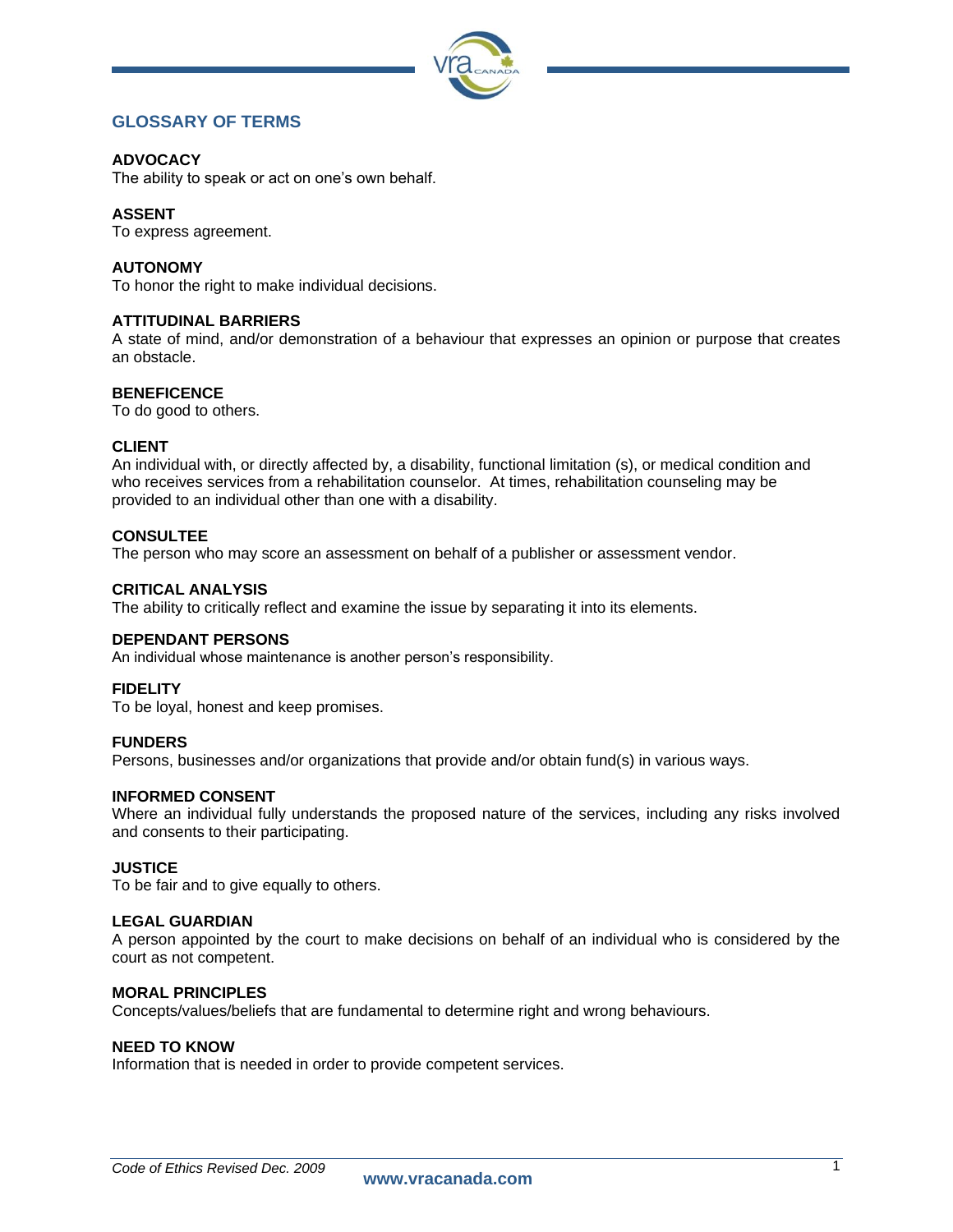## GLOSSARY OF TERMS

**ADVOCACY**
The ability to speak or act on one's own behalf.

**ASSENT**
To express agreement.

**AUTONOMY**
To honor the right to make individual decisions.

**ATTITUDINAL BARRIERS**
A state of mind, and/or demonstration of a behaviour that expresses an opinion or purpose that creates an obstacle.

**BENEFICENCE**
To do good to others.

**CLIENT**
An individual with, or directly affected by, a disability, functional limitation (s), or medical condition and who receives services from a rehabilitation counselor. At times, rehabilitation counseling may be provided to an individual other than one with a disability.

**CONSULTEE**
The person who may score an assessment on behalf of a publisher or assessment vendor.

**CRITICAL ANALYSIS**
The ability to critically reflect and examine the issue by separating it into its elements.

**DEPENDANT PERSONS**
An individual whose maintenance is another person's responsibility.

**FIDELITY**
To be loyal, honest and keep promises.

**FUNDERS**
Persons, businesses and/or organizations that provide and/or obtain fund(s) in various ways.

**INFORMED CONSENT**
Where an individual fully understands the proposed nature of the services, including any risks involved and consents to their participating.

**JUSTICE**
To be fair and to give equally to others.

**LEGAL GUARDIAN**
A person appointed by the court to make decisions on behalf of an individual who is considered by the court as not competent.

**MORAL PRINCIPLES**
Concepts/values/beliefs that are fundamental to determine right and wrong behaviours.

**NEED TO KNOW**
Information that is needed in order to provide competent services.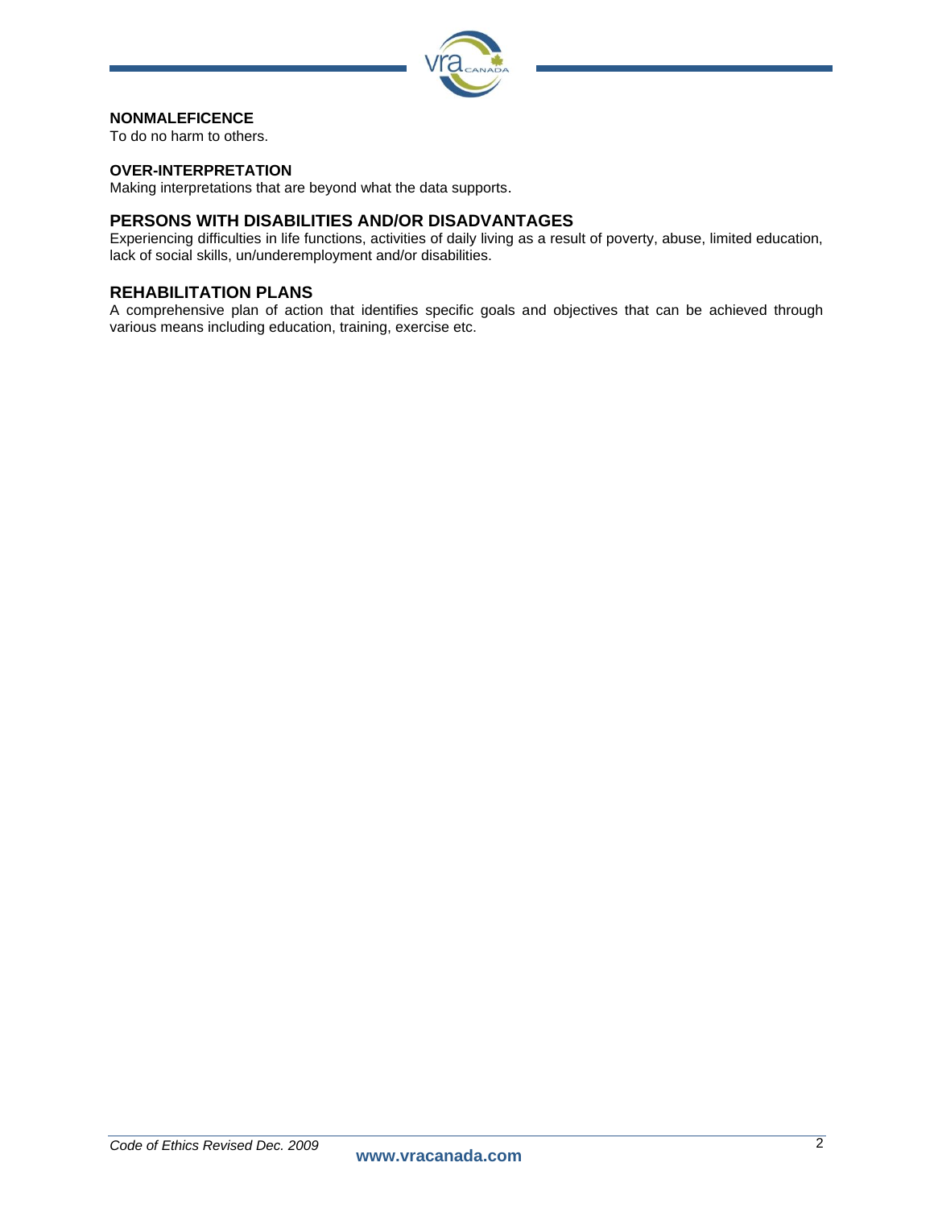**NONMALEFICENCE**
To do no harm to others.

**OVER-INTERPRETATION**
Making interpretations that are beyond what the data supports.

### PERSONS WITH DISABILITIES AND/OR DISADVANTAGES

Experiencing difficulties in life functions, activities of daily living as a result of poverty, abuse, limited education, lack of social skills, un/underemployment and/or disabilities.

### REHABILITATION PLANS

A comprehensive plan of action that identifies specific goals and objectives that can be achieved through various means including education, training, exercise etc.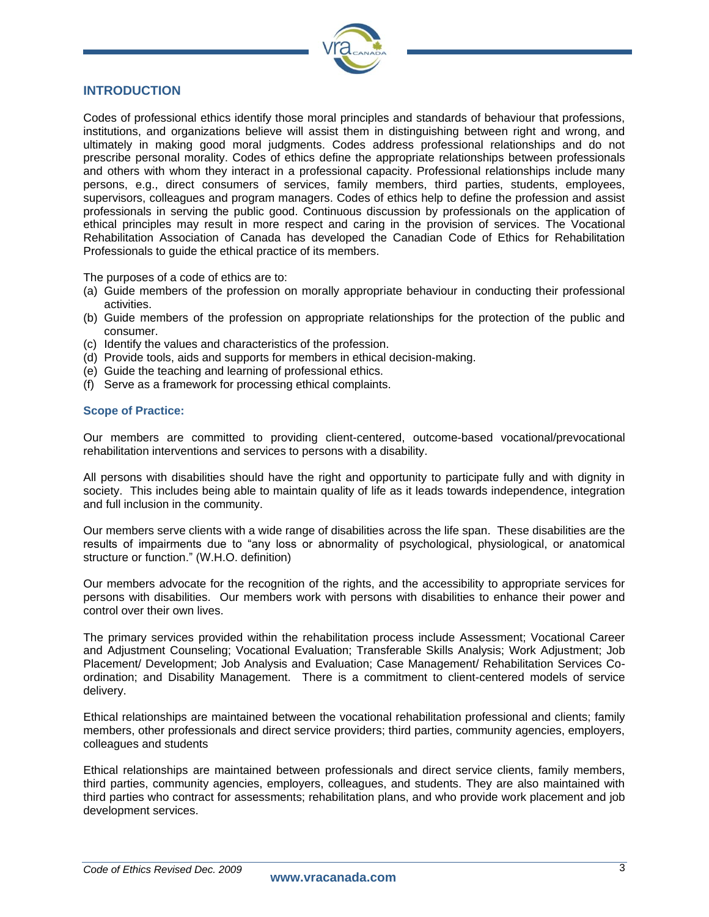## INTRODUCTION

Codes of professional ethics identify those moral principles and standards of behaviour that professions, institutions, and organizations believe will assist them in distinguishing between right and wrong, and ultimately in making good moral judgments. Codes address professional relationships and do not prescribe personal morality. Codes of ethics define the appropriate relationships between professionals and others with whom they interact in a professional capacity. Professional relationships include many persons, e.g., direct consumers of services, family members, third parties, students, employees, supervisors, colleagues and program managers. Codes of ethics help to define the profession and assist professionals in serving the public good. Continuous discussion by professionals on the application of ethical principles may result in more respect and caring in the provision of services. The Vocational Rehabilitation Association of Canada has developed the Canadian Code of Ethics for Rehabilitation Professionals to guide the ethical practice of its members.

The purposes of a code of ethics are to:

(a) Guide members of the profession on morally appropriate behaviour in conducting their professional activities.
(b) Guide members of the profession on appropriate relationships for the protection of the public and consumer.
(c) Identify the values and characteristics of the profession.
(d) Provide tools, aids and supports for members in ethical decision-making.
(e) Guide the teaching and learning of professional ethics.
(f) Serve as a framework for processing ethical complaints.

### Scope of Practice:

Our members are committed to providing client-centered, outcome-based vocational/prevocational rehabilitation interventions and services to persons with a disability.

All persons with disabilities should have the right and opportunity to participate fully and with dignity in society. This includes being able to maintain quality of life as it leads towards independence, integration and full inclusion in the community.

Our members serve clients with a wide range of disabilities across the life span. These disabilities are the results of impairments due to "any loss or abnormality of psychological, physiological, or anatomical structure or function." (W.H.O. definition)

Our members advocate for the recognition of the rights, and the accessibility to appropriate services for persons with disabilities. Our members work with persons with disabilities to enhance their power and control over their own lives.

The primary services provided within the rehabilitation process include Assessment; Vocational Career and Adjustment Counseling; Vocational Evaluation; Transferable Skills Analysis; Work Adjustment; Job Placement/ Development; Job Analysis and Evaluation; Case Management/ Rehabilitation Services Co-ordination; and Disability Management. There is a commitment to client-centered models of service delivery.

Ethical relationships are maintained between the vocational rehabilitation professional and clients; family members, other professionals and direct service providers; third parties, community agencies, employers, colleagues and students

Ethical relationships are maintained between professionals and direct service clients, family members, third parties, community agencies, employers, colleagues, and students. They are also maintained with third parties who contract for assessments; rehabilitation plans, and who provide work placement and job development services.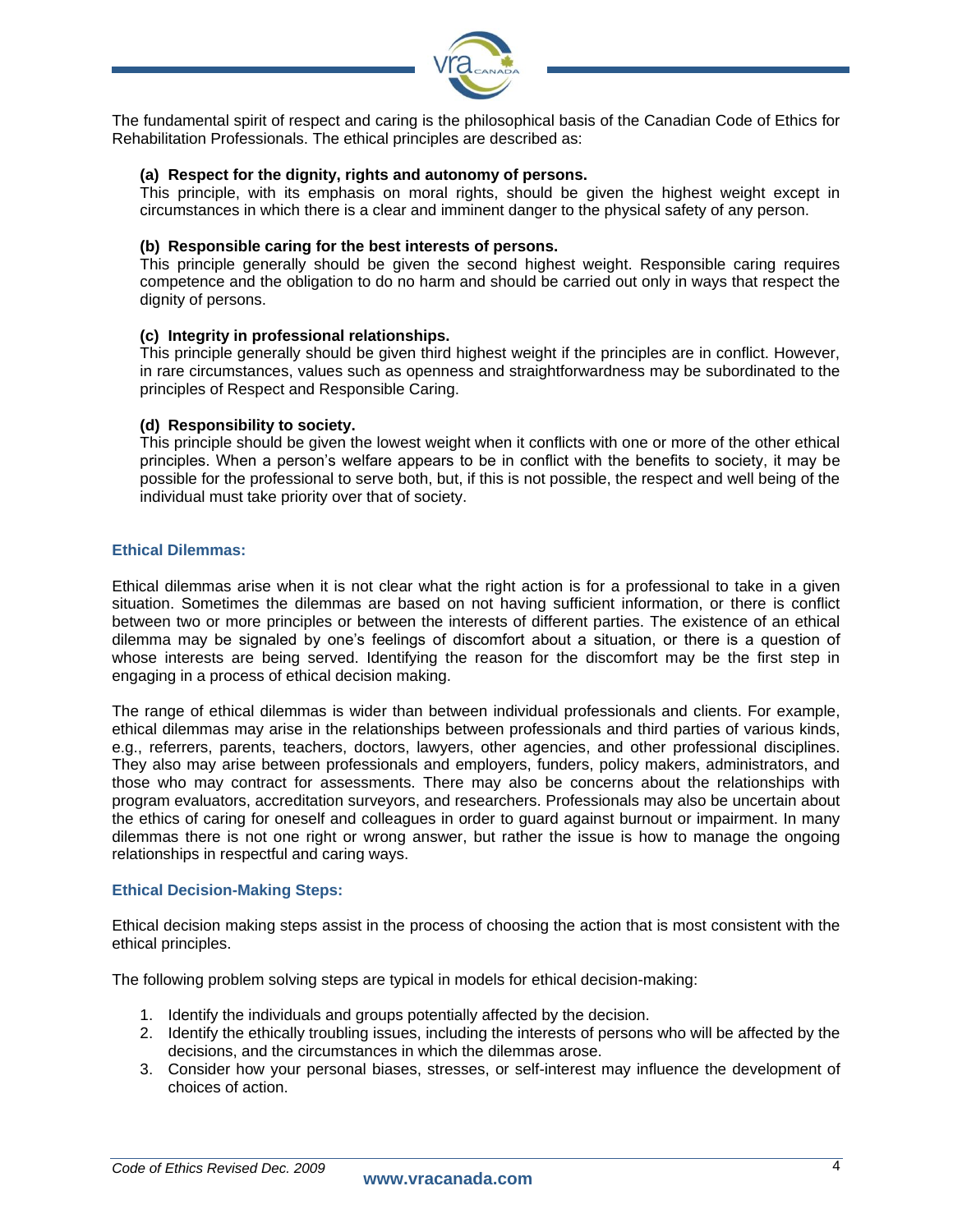The fundamental spirit of respect and caring is the philosophical basis of the Canadian Code of Ethics for Rehabilitation Professionals. The ethical principles are described as:

**(a) Respect for the dignity, rights and autonomy of persons.**
This principle, with its emphasis on moral rights, should be given the highest weight except in circumstances in which there is a clear and imminent danger to the physical safety of any person.

**(b) Responsible caring for the best interests of persons.**
This principle generally should be given the second highest weight. Responsible caring requires competence and the obligation to do no harm and should be carried out only in ways that respect the dignity of persons.

**(c) Integrity in professional relationships.**
This principle generally should be given third highest weight if the principles are in conflict. However, in rare circumstances, values such as openness and straightforwardness may be subordinated to the principles of Respect and Responsible Caring.

**(d) Responsibility to society.**
This principle should be given the lowest weight when it conflicts with one or more of the other ethical principles. When a person's welfare appears to be in conflict with the benefits to society, it may be possible for the professional to serve both, but, if this is not possible, the respect and well being of the individual must take priority over that of society.

### Ethical Dilemmas:

Ethical dilemmas arise when it is not clear what the right action is for a professional to take in a given situation. Sometimes the dilemmas are based on not having sufficient information, or there is conflict between two or more principles or between the interests of different parties. The existence of an ethical dilemma may be signaled by one's feelings of discomfort about a situation, or there is a question of whose interests are being served. Identifying the reason for the discomfort may be the first step in engaging in a process of ethical decision making.

The range of ethical dilemmas is wider than between individual professionals and clients. For example, ethical dilemmas may arise in the relationships between professionals and third parties of various kinds, e.g., referrers, parents, teachers, doctors, lawyers, other agencies, and other professional disciplines. They also may arise between professionals and employers, funders, policy makers, administrators, and those who may contract for assessments. There may also be concerns about the relationships with program evaluators, accreditation surveyors, and researchers. Professionals may also be uncertain about the ethics of caring for oneself and colleagues in order to guard against burnout or impairment. In many dilemmas there is not one right or wrong answer, but rather the issue is how to manage the ongoing relationships in respectful and caring ways.

### Ethical Decision-Making Steps:

Ethical decision making steps assist in the process of choosing the action that is most consistent with the ethical principles.

The following problem solving steps are typical in models for ethical decision-making:

1. Identify the individuals and groups potentially affected by the decision.
2. Identify the ethically troubling issues, including the interests of persons who will be affected by the decisions, and the circumstances in which the dilemmas arose.
3. Consider how your personal biases, stresses, or self-interest may influence the development of choices of action.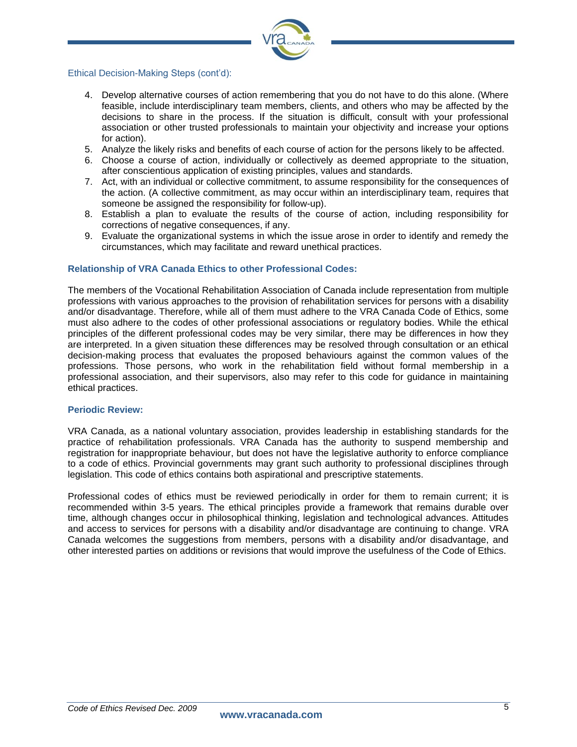Ethical Decision-Making Steps (cont'd):

4. Develop alternative courses of action remembering that you do not have to do this alone. (Where feasible, include interdisciplinary team members, clients, and others who may be affected by the decisions to share in the process. If the situation is difficult, consult with your professional association or other trusted professionals to maintain your objectivity and increase your options for action).
5. Analyze the likely risks and benefits of each course of action for the persons likely to be affected.
6. Choose a course of action, individually or collectively as deemed appropriate to the situation, after conscientious application of existing principles, values and standards.
7. Act, with an individual or collective commitment, to assume responsibility for the consequences of the action. (A collective commitment, as may occur within an interdisciplinary team, requires that someone be assigned the responsibility for follow-up).
8. Establish a plan to evaluate the results of the course of action, including responsibility for corrections of negative consequences, if any.
9. Evaluate the organizational systems in which the issue arose in order to identify and remedy the circumstances, which may facilitate and reward unethical practices.

### Relationship of VRA Canada Ethics to other Professional Codes:

The members of the Vocational Rehabilitation Association of Canada include representation from multiple professions with various approaches to the provision of rehabilitation services for persons with a disability and/or disadvantage. Therefore, while all of them must adhere to the VRA Canada Code of Ethics, some must also adhere to the codes of other professional associations or regulatory bodies. While the ethical principles of the different professional codes may be very similar, there may be differences in how they are interpreted. In a given situation these differences may be resolved through consultation or an ethical decision-making process that evaluates the proposed behaviours against the common values of the professions. Those persons, who work in the rehabilitation field without formal membership in a professional association, and their supervisors, also may refer to this code for guidance in maintaining ethical practices.

### Periodic Review:

VRA Canada, as a national voluntary association, provides leadership in establishing standards for the practice of rehabilitation professionals. VRA Canada has the authority to suspend membership and registration for inappropriate behaviour, but does not have the legislative authority to enforce compliance to a code of ethics. Provincial governments may grant such authority to professional disciplines through legislation. This code of ethics contains both aspirational and prescriptive statements.

Professional codes of ethics must be reviewed periodically in order for them to remain current; it is recommended within 3-5 years. The ethical principles provide a framework that remains durable over time, although changes occur in philosophical thinking, legislation and technological advances. Attitudes and access to services for persons with a disability and/or disadvantage are continuing to change. VRA Canada welcomes the suggestions from members, persons with a disability and/or disadvantage, and other interested parties on additions or revisions that would improve the usefulness of the Code of Ethics.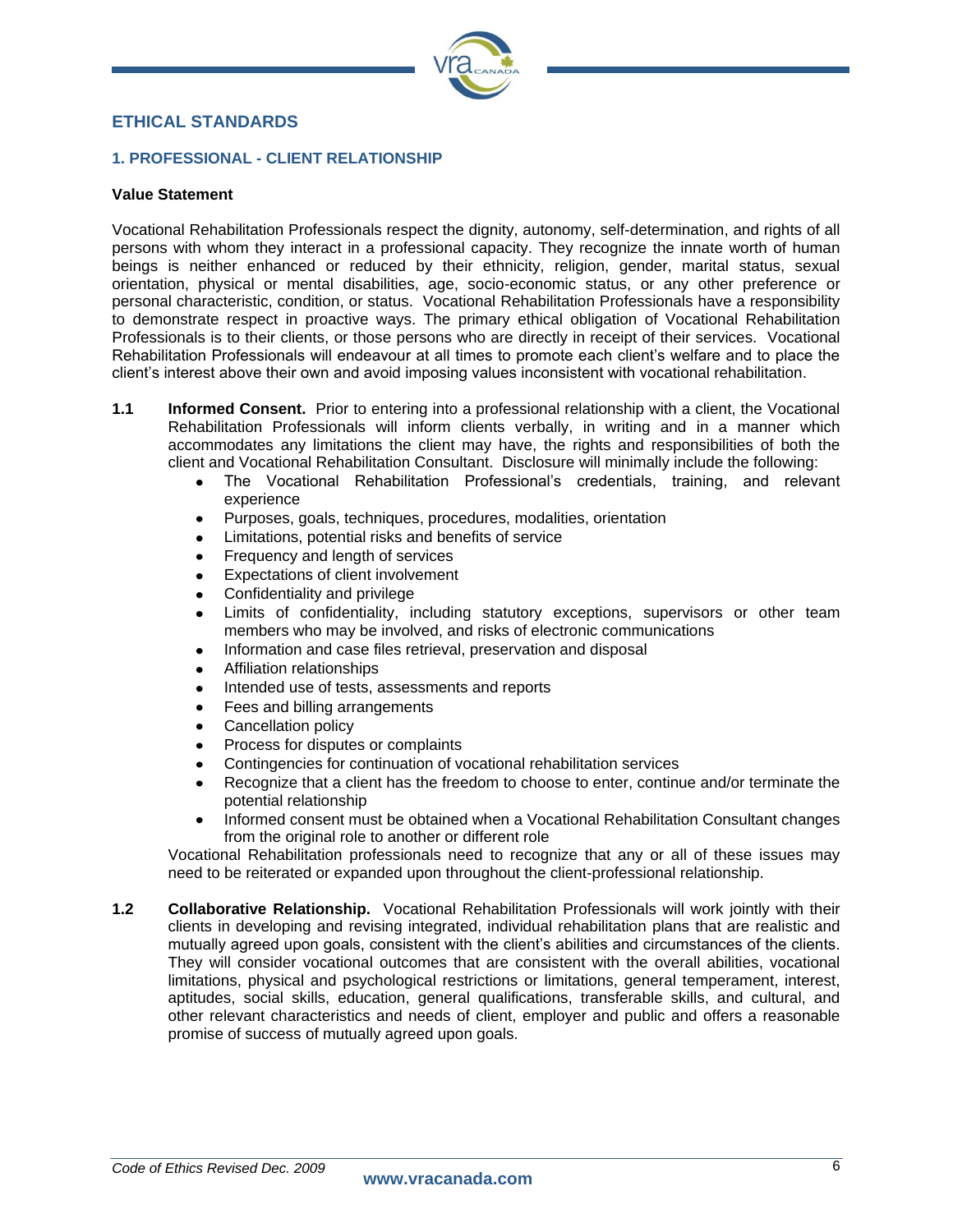## ETHICAL STANDARDS

### 1. PROFESSIONAL - CLIENT RELATIONSHIP

**Value Statement**

Vocational Rehabilitation Professionals respect the dignity, autonomy, self-determination, and rights of all persons with whom they interact in a professional capacity. They recognize the innate worth of human beings is neither enhanced or reduced by their ethnicity, religion, gender, marital status, sexual orientation, physical or mental disabilities, age, socio-economic status, or any other preference or personal characteristic, condition, or status. Vocational Rehabilitation Professionals have a responsibility to demonstrate respect in proactive ways. The primary ethical obligation of Vocational Rehabilitation Professionals is to their clients, or those persons who are directly in receipt of their services. Vocational Rehabilitation Professionals will endeavour at all times to promote each client's welfare and to place the client's interest above their own and avoid imposing values inconsistent with vocational rehabilitation.

**1.1 Informed Consent.** Prior to entering into a professional relationship with a client, the Vocational Rehabilitation Professionals will inform clients verbally, in writing and in a manner which accommodates any limitations the client may have, the rights and responsibilities of both the client and Vocational Rehabilitation Consultant. Disclosure will minimally include the following:

- The Vocational Rehabilitation Professional's credentials, training, and relevant experience
- Purposes, goals, techniques, procedures, modalities, orientation
- Limitations, potential risks and benefits of service
- Frequency and length of services
- Expectations of client involvement
- Confidentiality and privilege
- Limits of confidentiality, including statutory exceptions, supervisors or other team members who may be involved, and risks of electronic communications
- Information and case files retrieval, preservation and disposal
- Affiliation relationships
- Intended use of tests, assessments and reports
- Fees and billing arrangements
- Cancellation policy
- Process for disputes or complaints
- Contingencies for continuation of vocational rehabilitation services
- Recognize that a client has the freedom to choose to enter, continue and/or terminate the potential relationship
- Informed consent must be obtained when a Vocational Rehabilitation Consultant changes from the original role to another or different role

Vocational Rehabilitation professionals need to recognize that any or all of these issues may need to be reiterated or expanded upon throughout the client-professional relationship.

**1.2 Collaborative Relationship.** Vocational Rehabilitation Professionals will work jointly with their clients in developing and revising integrated, individual rehabilitation plans that are realistic and mutually agreed upon goals, consistent with the client's abilities and circumstances of the clients. They will consider vocational outcomes that are consistent with the overall abilities, vocational limitations, physical and psychological restrictions or limitations, general temperament, interest, aptitudes, social skills, education, general qualifications, transferable skills, and cultural, and other relevant characteristics and needs of client, employer and public and offers a reasonable promise of success of mutually agreed upon goals.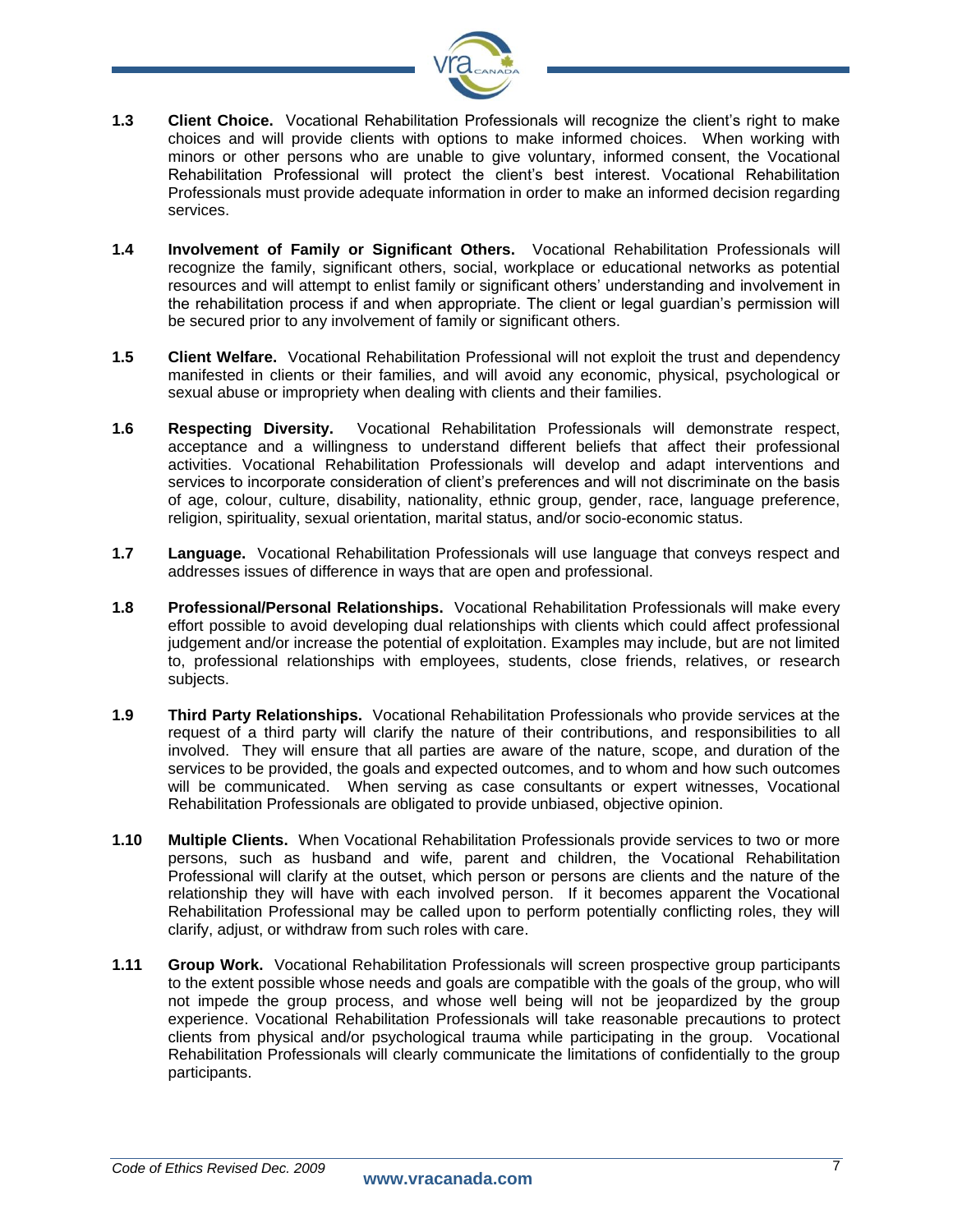**1.3 Client Choice.** Vocational Rehabilitation Professionals will recognize the client's right to make choices and will provide clients with options to make informed choices. When working with minors or other persons who are unable to give voluntary, informed consent, the Vocational Rehabilitation Professional will protect the client's best interest. Vocational Rehabilitation Professionals must provide adequate information in order to make an informed decision regarding services.

**1.4 Involvement of Family or Significant Others.** Vocational Rehabilitation Professionals will recognize the family, significant others, social, workplace or educational networks as potential resources and will attempt to enlist family or significant others' understanding and involvement in the rehabilitation process if and when appropriate. The client or legal guardian's permission will be secured prior to any involvement of family or significant others.

**1.5 Client Welfare.** Vocational Rehabilitation Professional will not exploit the trust and dependency manifested in clients or their families, and will avoid any economic, physical, psychological or sexual abuse or impropriety when dealing with clients and their families.

**1.6 Respecting Diversity.** Vocational Rehabilitation Professionals will demonstrate respect, acceptance and a willingness to understand different beliefs that affect their professional activities. Vocational Rehabilitation Professionals will develop and adapt interventions and services to incorporate consideration of client's preferences and will not discriminate on the basis of age, colour, culture, disability, nationality, ethnic group, gender, race, language preference, religion, spirituality, sexual orientation, marital status, and/or socio-economic status.

**1.7 Language.** Vocational Rehabilitation Professionals will use language that conveys respect and addresses issues of difference in ways that are open and professional.

**1.8 Professional/Personal Relationships.** Vocational Rehabilitation Professionals will make every effort possible to avoid developing dual relationships with clients which could affect professional judgement and/or increase the potential of exploitation. Examples may include, but are not limited to, professional relationships with employees, students, close friends, relatives, or research subjects.

**1.9 Third Party Relationships.** Vocational Rehabilitation Professionals who provide services at the request of a third party will clarify the nature of their contributions, and responsibilities to all involved. They will ensure that all parties are aware of the nature, scope, and duration of the services to be provided, the goals and expected outcomes, and to whom and how such outcomes will be communicated. When serving as case consultants or expert witnesses, Vocational Rehabilitation Professionals are obligated to provide unbiased, objective opinion.

**1.10 Multiple Clients.** When Vocational Rehabilitation Professionals provide services to two or more persons, such as husband and wife, parent and children, the Vocational Rehabilitation Professional will clarify at the outset, which person or persons are clients and the nature of the relationship they will have with each involved person. If it becomes apparent the Vocational Rehabilitation Professional may be called upon to perform potentially conflicting roles, they will clarify, adjust, or withdraw from such roles with care.

**1.11 Group Work.** Vocational Rehabilitation Professionals will screen prospective group participants to the extent possible whose needs and goals are compatible with the goals of the group, who will not impede the group process, and whose well being will not be jeopardized by the group experience. Vocational Rehabilitation Professionals will take reasonable precautions to protect clients from physical and/or psychological trauma while participating in the group. Vocational Rehabilitation Professionals will clearly communicate the limitations of confidentially to the group participants.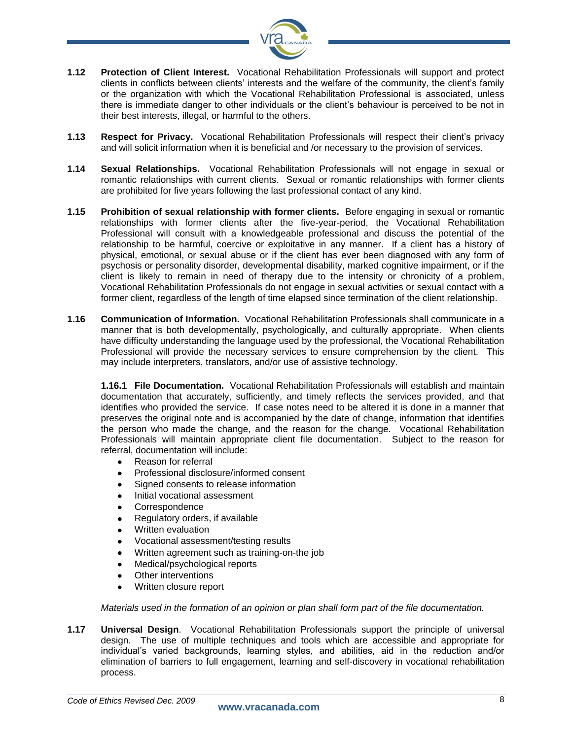**1.12 Protection of Client Interest.** Vocational Rehabilitation Professionals will support and protect clients in conflicts between clients' interests and the welfare of the community, the client's family or the organization with which the Vocational Rehabilitation Professional is associated, unless there is immediate danger to other individuals or the client's behaviour is perceived to be not in their best interests, illegal, or harmful to the others.

**1.13 Respect for Privacy.** Vocational Rehabilitation Professionals will respect their client's privacy and will solicit information when it is beneficial and /or necessary to the provision of services.

**1.14 Sexual Relationships.** Vocational Rehabilitation Professionals will not engage in sexual or romantic relationships with current clients. Sexual or romantic relationships with former clients are prohibited for five years following the last professional contact of any kind.

**1.15 Prohibition of sexual relationship with former clients.** Before engaging in sexual or romantic relationships with former clients after the five-year-period, the Vocational Rehabilitation Professional will consult with a knowledgeable professional and discuss the potential of the relationship to be harmful, coercive or exploitative in any manner. If a client has a history of physical, emotional, or sexual abuse or if the client has ever been diagnosed with any form of psychosis or personality disorder, developmental disability, marked cognitive impairment, or if the client is likely to remain in need of therapy due to the intensity or chronicity of a problem, Vocational Rehabilitation Professionals do not engage in sexual activities or sexual contact with a former client, regardless of the length of time elapsed since termination of the client relationship.

**1.16 Communication of Information.** Vocational Rehabilitation Professionals shall communicate in a manner that is both developmentally, psychologically, and culturally appropriate. When clients have difficulty understanding the language used by the professional, the Vocational Rehabilitation Professional will provide the necessary services to ensure comprehension by the client. This may include interpreters, translators, and/or use of assistive technology.

**1.16.1 File Documentation.** Vocational Rehabilitation Professionals will establish and maintain documentation that accurately, sufficiently, and timely reflects the services provided, and that identifies who provided the service. If case notes need to be altered it is done in a manner that preserves the original note and is accompanied by the date of change, information that identifies the person who made the change, and the reason for the change. Vocational Rehabilitation Professionals will maintain appropriate client file documentation. Subject to the reason for referral, documentation will include:

- Reason for referral
- Professional disclosure/informed consent
- Signed consents to release information
- Initial vocational assessment
- Correspondence
- Regulatory orders, if available
- Written evaluation
- Vocational assessment/testing results
- Written agreement such as training-on-the job
- Medical/psychological reports
- Other interventions
- Written closure report

*Materials used in the formation of an opinion or plan shall form part of the file documentation.*

**1.17 Universal Design**. Vocational Rehabilitation Professionals support the principle of universal design. The use of multiple techniques and tools which are accessible and appropriate for individual's varied backgrounds, learning styles, and abilities, aid in the reduction and/or elimination of barriers to full engagement, learning and self-discovery in vocational rehabilitation process.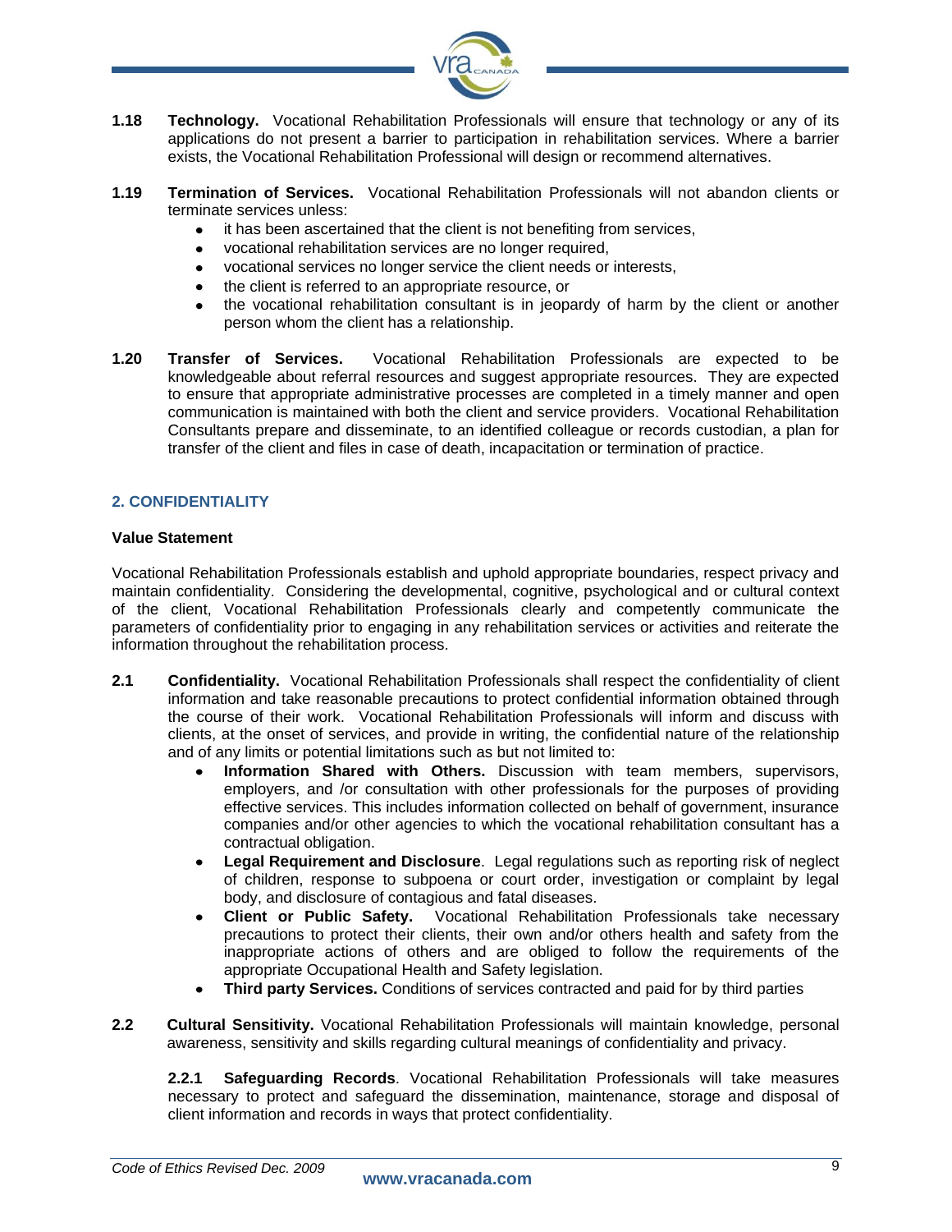**1.18 Technology.** Vocational Rehabilitation Professionals will ensure that technology or any of its applications do not present a barrier to participation in rehabilitation services. Where a barrier exists, the Vocational Rehabilitation Professional will design or recommend alternatives.

**1.19 Termination of Services.** Vocational Rehabilitation Professionals will not abandon clients or terminate services unless:

- it has been ascertained that the client is not benefiting from services,
- vocational rehabilitation services are no longer required,
- vocational services no longer service the client needs or interests,
- the client is referred to an appropriate resource, or
- the vocational rehabilitation consultant is in jeopardy of harm by the client or another person whom the client has a relationship.

**1.20 Transfer of Services.** Vocational Rehabilitation Professionals are expected to be knowledgeable about referral resources and suggest appropriate resources. They are expected to ensure that appropriate administrative processes are completed in a timely manner and open communication is maintained with both the client and service providers. Vocational Rehabilitation Consultants prepare and disseminate, to an identified colleague or records custodian, a plan for transfer of the client and files in case of death, incapacitation or termination of practice.

## 2. CONFIDENTIALITY

### Value Statement

Vocational Rehabilitation Professionals establish and uphold appropriate boundaries, respect privacy and maintain confidentiality. Considering the developmental, cognitive, psychological and or cultural context of the client, Vocational Rehabilitation Professionals clearly and competently communicate the parameters of confidentiality prior to engaging in any rehabilitation services or activities and reiterate the information throughout the rehabilitation process.

**2.1 Confidentiality.** Vocational Rehabilitation Professionals shall respect the confidentiality of client information and take reasonable precautions to protect confidential information obtained through the course of their work. Vocational Rehabilitation Professionals will inform and discuss with clients, at the onset of services, and provide in writing, the confidential nature of the relationship and of any limits or potential limitations such as but not limited to:

- **Information Shared with Others.** Discussion with team members, supervisors, employers, and /or consultation with other professionals for the purposes of providing effective services. This includes information collected on behalf of government, insurance companies and/or other agencies to which the vocational rehabilitation consultant has a contractual obligation.
- **Legal Requirement and Disclosure**. Legal regulations such as reporting risk of neglect of children, response to subpoena or court order, investigation or complaint by legal body, and disclosure of contagious and fatal diseases.
- **Client or Public Safety.** Vocational Rehabilitation Professionals take necessary precautions to protect their clients, their own and/or others health and safety from the inappropriate actions of others and are obliged to follow the requirements of the appropriate Occupational Health and Safety legislation.
- **Third party Services.** Conditions of services contracted and paid for by third parties

**2.2 Cultural Sensitivity.** Vocational Rehabilitation Professionals will maintain knowledge, personal awareness, sensitivity and skills regarding cultural meanings of confidentiality and privacy.

**2.2.1 Safeguarding Records**. Vocational Rehabilitation Professionals will take measures necessary to protect and safeguard the dissemination, maintenance, storage and disposal of client information and records in ways that protect confidentiality.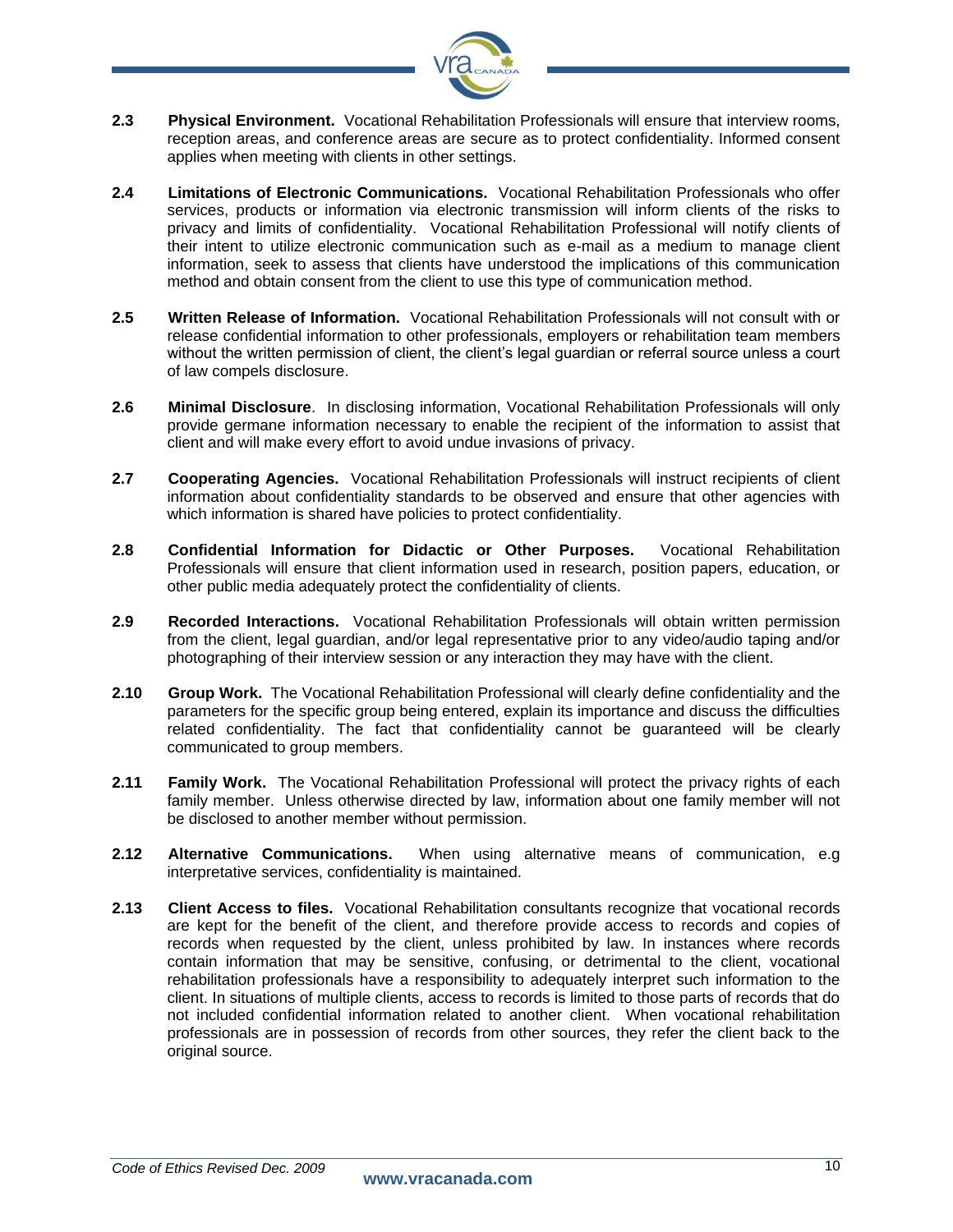**2.3 Physical Environment.** Vocational Rehabilitation Professionals will ensure that interview rooms, reception areas, and conference areas are secure as to protect confidentiality. Informed consent applies when meeting with clients in other settings.

**2.4 Limitations of Electronic Communications.** Vocational Rehabilitation Professionals who offer services, products or information via electronic transmission will inform clients of the risks to privacy and limits of confidentiality. Vocational Rehabilitation Professional will notify clients of their intent to utilize electronic communication such as e-mail as a medium to manage client information, seek to assess that clients have understood the implications of this communication method and obtain consent from the client to use this type of communication method.

**2.5 Written Release of Information.** Vocational Rehabilitation Professionals will not consult with or release confidential information to other professionals, employers or rehabilitation team members without the written permission of client, the client's legal guardian or referral source unless a court of law compels disclosure.

**2.6 Minimal Disclosure**. In disclosing information, Vocational Rehabilitation Professionals will only provide germane information necessary to enable the recipient of the information to assist that client and will make every effort to avoid undue invasions of privacy.

**2.7 Cooperating Agencies.** Vocational Rehabilitation Professionals will instruct recipients of client information about confidentiality standards to be observed and ensure that other agencies with which information is shared have policies to protect confidentiality.

**2.8 Confidential Information for Didactic or Other Purposes.** Vocational Rehabilitation Professionals will ensure that client information used in research, position papers, education, or other public media adequately protect the confidentiality of clients.

**2.9 Recorded Interactions.** Vocational Rehabilitation Professionals will obtain written permission from the client, legal guardian, and/or legal representative prior to any video/audio taping and/or photographing of their interview session or any interaction they may have with the client.

**2.10 Group Work.** The Vocational Rehabilitation Professional will clearly define confidentiality and the parameters for the specific group being entered, explain its importance and discuss the difficulties related confidentiality. The fact that confidentiality cannot be guaranteed will be clearly communicated to group members.

**2.11 Family Work.** The Vocational Rehabilitation Professional will protect the privacy rights of each family member. Unless otherwise directed by law, information about one family member will not be disclosed to another member without permission.

**2.12 Alternative Communications.** When using alternative means of communication, e.g interpretative services, confidentiality is maintained.

**2.13 Client Access to files.** Vocational Rehabilitation consultants recognize that vocational records are kept for the benefit of the client, and therefore provide access to records and copies of records when requested by the client, unless prohibited by law. In instances where records contain information that may be sensitive, confusing, or detrimental to the client, vocational rehabilitation professionals have a responsibility to adequately interpret such information to the client. In situations of multiple clients, access to records is limited to those parts of records that do not included confidential information related to another client. When vocational rehabilitation professionals are in possession of records from other sources, they refer the client back to the original source.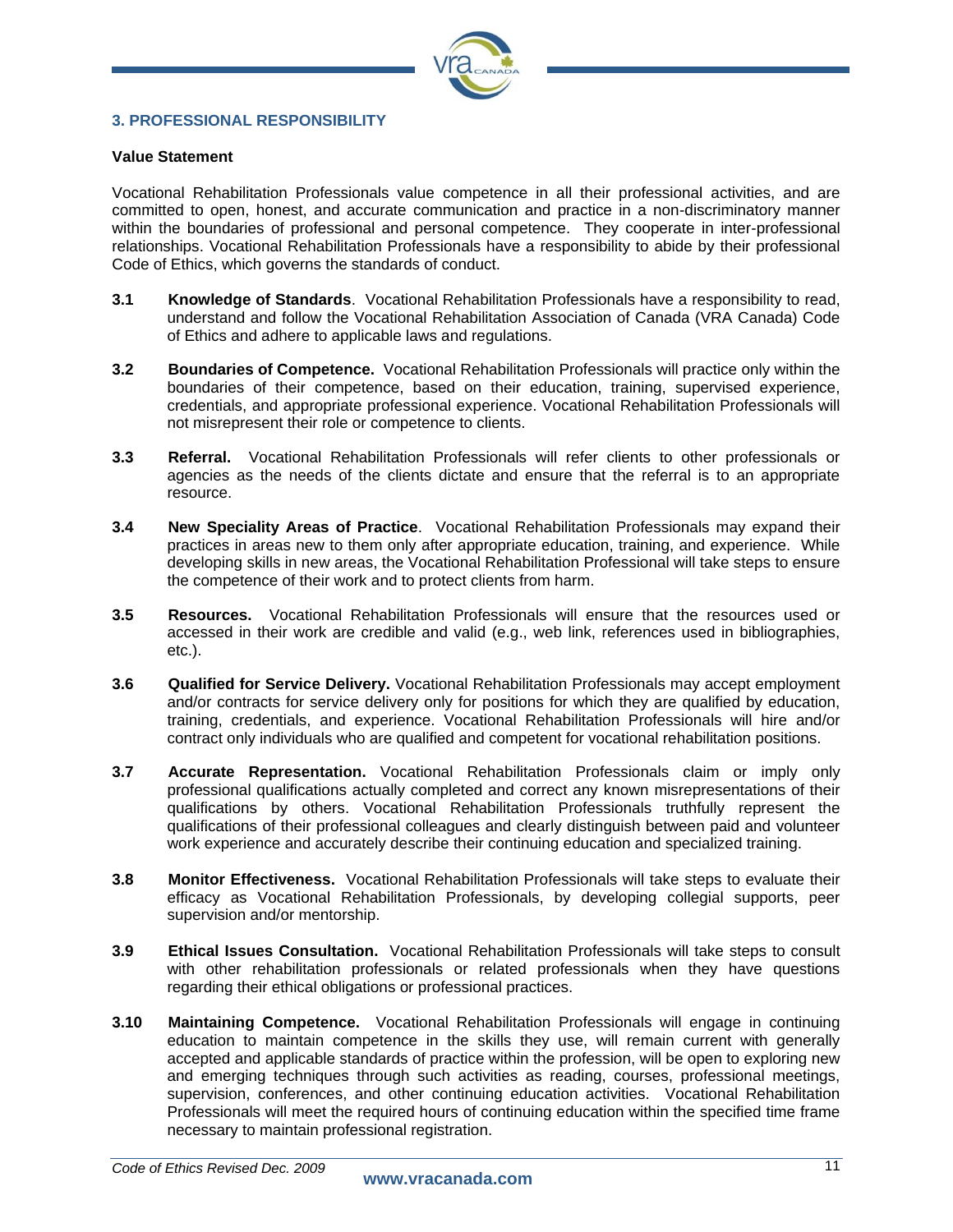## 3. PROFESSIONAL RESPONSIBILITY

**Value Statement**

Vocational Rehabilitation Professionals value competence in all their professional activities, and are committed to open, honest, and accurate communication and practice in a non-discriminatory manner within the boundaries of professional and personal competence. They cooperate in inter-professional relationships. Vocational Rehabilitation Professionals have a responsibility to abide by their professional Code of Ethics, which governs the standards of conduct.

**3.1** **Knowledge of Standards**. Vocational Rehabilitation Professionals have a responsibility to read, understand and follow the Vocational Rehabilitation Association of Canada (VRA Canada) Code of Ethics and adhere to applicable laws and regulations.

**3.2** **Boundaries of Competence.** Vocational Rehabilitation Professionals will practice only within the boundaries of their competence, based on their education, training, supervised experience, credentials, and appropriate professional experience. Vocational Rehabilitation Professionals will not misrepresent their role or competence to clients.

**3.3** **Referral.** Vocational Rehabilitation Professionals will refer clients to other professionals or agencies as the needs of the clients dictate and ensure that the referral is to an appropriate resource.

**3.4** **New Speciality Areas of Practice**. Vocational Rehabilitation Professionals may expand their practices in areas new to them only after appropriate education, training, and experience. While developing skills in new areas, the Vocational Rehabilitation Professional will take steps to ensure the competence of their work and to protect clients from harm.

**3.5** **Resources.** Vocational Rehabilitation Professionals will ensure that the resources used or accessed in their work are credible and valid (e.g., web link, references used in bibliographies, etc.).

**3.6** **Qualified for Service Delivery.** Vocational Rehabilitation Professionals may accept employment and/or contracts for service delivery only for positions for which they are qualified by education, training, credentials, and experience. Vocational Rehabilitation Professionals will hire and/or contract only individuals who are qualified and competent for vocational rehabilitation positions.

**3.7** **Accurate Representation.** Vocational Rehabilitation Professionals claim or imply only professional qualifications actually completed and correct any known misrepresentations of their qualifications by others. Vocational Rehabilitation Professionals truthfully represent the qualifications of their professional colleagues and clearly distinguish between paid and volunteer work experience and accurately describe their continuing education and specialized training.

**3.8** **Monitor Effectiveness.** Vocational Rehabilitation Professionals will take steps to evaluate their efficacy as Vocational Rehabilitation Professionals, by developing collegial supports, peer supervision and/or mentorship.

**3.9** **Ethical Issues Consultation.** Vocational Rehabilitation Professionals will take steps to consult with other rehabilitation professionals or related professionals when they have questions regarding their ethical obligations or professional practices.

**3.10** **Maintaining Competence.** Vocational Rehabilitation Professionals will engage in continuing education to maintain competence in the skills they use, will remain current with generally accepted and applicable standards of practice within the profession, will be open to exploring new and emerging techniques through such activities as reading, courses, professional meetings, supervision, conferences, and other continuing education activities. Vocational Rehabilitation Professionals will meet the required hours of continuing education within the specified time frame necessary to maintain professional registration.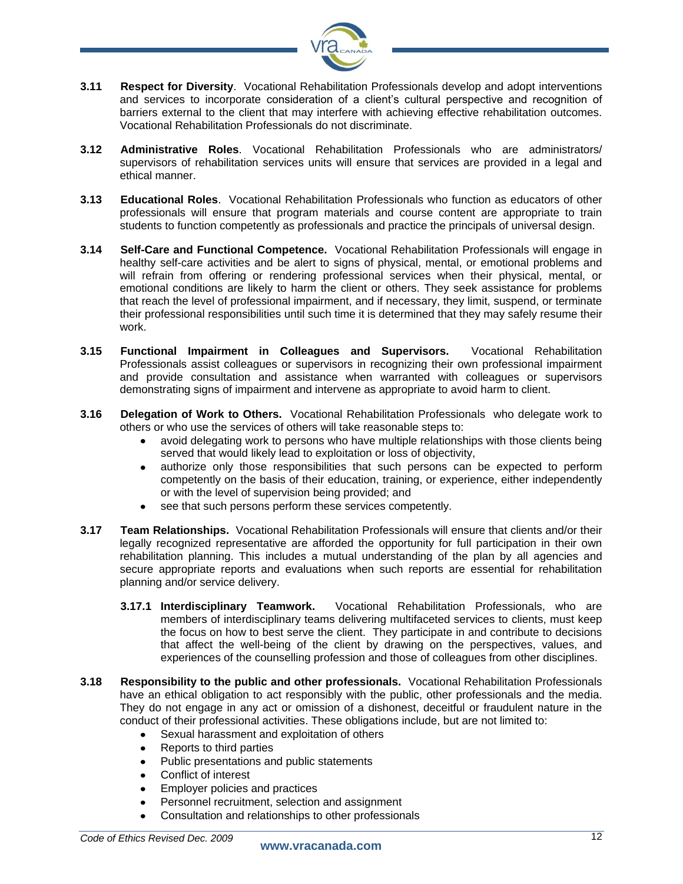**3.11 Respect for Diversity**. Vocational Rehabilitation Professionals develop and adopt interventions and services to incorporate consideration of a client's cultural perspective and recognition of barriers external to the client that may interfere with achieving effective rehabilitation outcomes. Vocational Rehabilitation Professionals do not discriminate.

**3.12 Administrative Roles**. Vocational Rehabilitation Professionals who are administrators/ supervisors of rehabilitation services units will ensure that services are provided in a legal and ethical manner.

**3.13 Educational Roles**. Vocational Rehabilitation Professionals who function as educators of other professionals will ensure that program materials and course content are appropriate to train students to function competently as professionals and practice the principals of universal design.

**3.14 Self-Care and Functional Competence.** Vocational Rehabilitation Professionals will engage in healthy self-care activities and be alert to signs of physical, mental, or emotional problems and will refrain from offering or rendering professional services when their physical, mental, or emotional conditions are likely to harm the client or others. They seek assistance for problems that reach the level of professional impairment, and if necessary, they limit, suspend, or terminate their professional responsibilities until such time it is determined that they may safely resume their work.

**3.15 Functional Impairment in Colleagues and Supervisors.** Vocational Rehabilitation Professionals assist colleagues or supervisors in recognizing their own professional impairment and provide consultation and assistance when warranted with colleagues or supervisors demonstrating signs of impairment and intervene as appropriate to avoid harm to client.

**3.16 Delegation of Work to Others.** Vocational Rehabilitation Professionals who delegate work to others or who use the services of others will take reasonable steps to:

- avoid delegating work to persons who have multiple relationships with those clients being served that would likely lead to exploitation or loss of objectivity,
- authorize only those responsibilities that such persons can be expected to perform competently on the basis of their education, training, or experience, either independently or with the level of supervision being provided; and
- see that such persons perform these services competently.

**3.17 Team Relationships.** Vocational Rehabilitation Professionals will ensure that clients and/or their legally recognized representative are afforded the opportunity for full participation in their own rehabilitation planning. This includes a mutual understanding of the plan by all agencies and secure appropriate reports and evaluations when such reports are essential for rehabilitation planning and/or service delivery.

**3.17.1 Interdisciplinary Teamwork.** Vocational Rehabilitation Professionals, who are members of interdisciplinary teams delivering multifaceted services to clients, must keep the focus on how to best serve the client. They participate in and contribute to decisions that affect the well-being of the client by drawing on the perspectives, values, and experiences of the counselling profession and those of colleagues from other disciplines.

**3.18 Responsibility to the public and other professionals.** Vocational Rehabilitation Professionals have an ethical obligation to act responsibly with the public, other professionals and the media. They do not engage in any act or omission of a dishonest, deceitful or fraudulent nature in the conduct of their professional activities. These obligations include, but are not limited to:

- Sexual harassment and exploitation of others
- Reports to third parties
- Public presentations and public statements
- Conflict of interest
- Employer policies and practices
- Personnel recruitment, selection and assignment
- Consultation and relationships to other professionals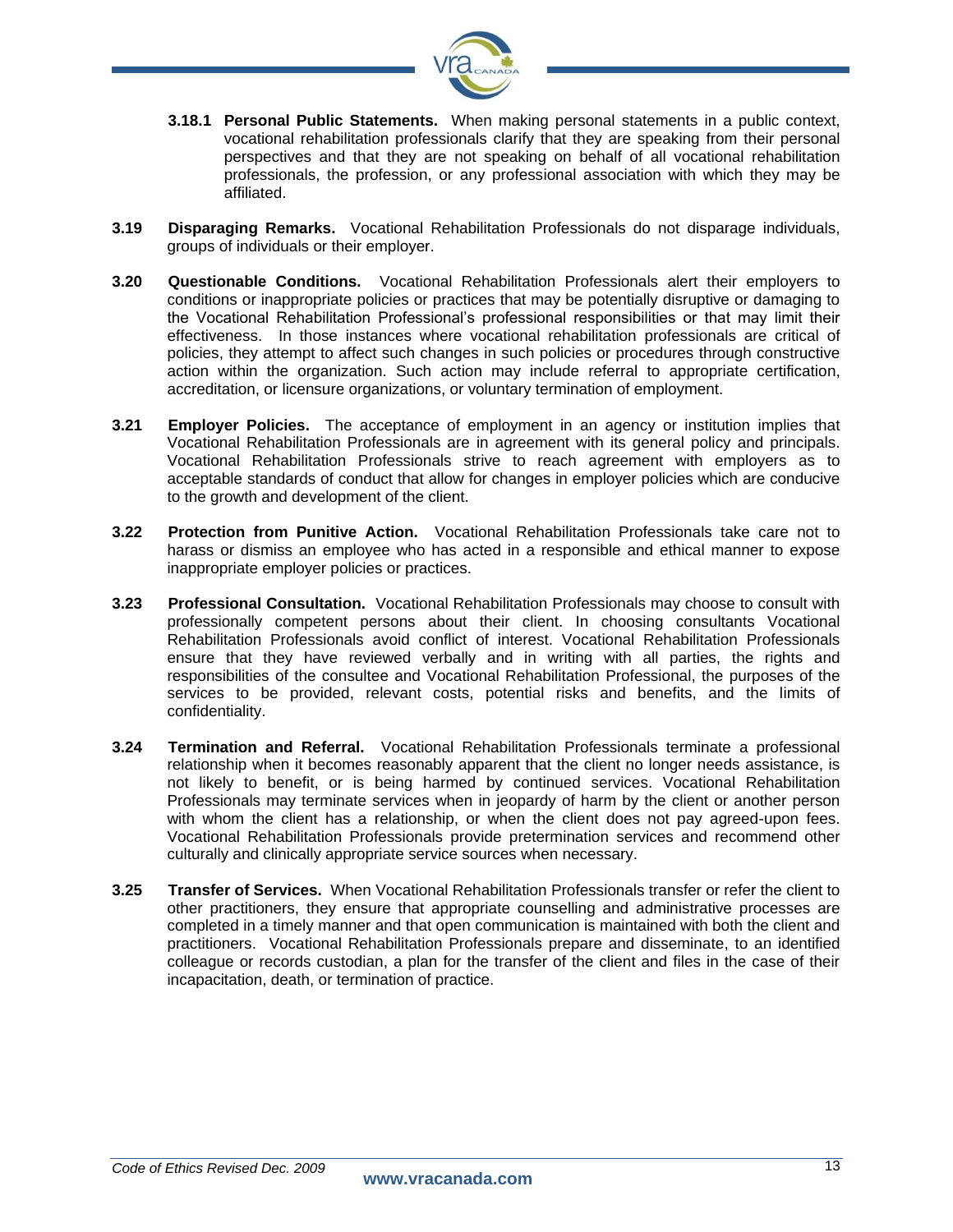**3.18.1 Personal Public Statements.** When making personal statements in a public context, vocational rehabilitation professionals clarify that they are speaking from their personal perspectives and that they are not speaking on behalf of all vocational rehabilitation professionals, the profession, or any professional association with which they may be affiliated.

**3.19 Disparaging Remarks.** Vocational Rehabilitation Professionals do not disparage individuals, groups of individuals or their employer.

**3.20 Questionable Conditions.** Vocational Rehabilitation Professionals alert their employers to conditions or inappropriate policies or practices that may be potentially disruptive or damaging to the Vocational Rehabilitation Professional's professional responsibilities or that may limit their effectiveness. In those instances where vocational rehabilitation professionals are critical of policies, they attempt to affect such changes in such policies or procedures through constructive action within the organization. Such action may include referral to appropriate certification, accreditation, or licensure organizations, or voluntary termination of employment.

**3.21 Employer Policies.** The acceptance of employment in an agency or institution implies that Vocational Rehabilitation Professionals are in agreement with its general policy and principals. Vocational Rehabilitation Professionals strive to reach agreement with employers as to acceptable standards of conduct that allow for changes in employer policies which are conducive to the growth and development of the client.

**3.22 Protection from Punitive Action.** Vocational Rehabilitation Professionals take care not to harass or dismiss an employee who has acted in a responsible and ethical manner to expose inappropriate employer policies or practices.

**3.23 Professional Consultation.** Vocational Rehabilitation Professionals may choose to consult with professionally competent persons about their client. In choosing consultants Vocational Rehabilitation Professionals avoid conflict of interest. Vocational Rehabilitation Professionals ensure that they have reviewed verbally and in writing with all parties, the rights and responsibilities of the consultee and Vocational Rehabilitation Professional, the purposes of the services to be provided, relevant costs, potential risks and benefits, and the limits of confidentiality.

**3.24 Termination and Referral.** Vocational Rehabilitation Professionals terminate a professional relationship when it becomes reasonably apparent that the client no longer needs assistance, is not likely to benefit, or is being harmed by continued services. Vocational Rehabilitation Professionals may terminate services when in jeopardy of harm by the client or another person with whom the client has a relationship, or when the client does not pay agreed-upon fees. Vocational Rehabilitation Professionals provide pretermination services and recommend other culturally and clinically appropriate service sources when necessary.

**3.25 Transfer of Services.** When Vocational Rehabilitation Professionals transfer or refer the client to other practitioners, they ensure that appropriate counselling and administrative processes are completed in a timely manner and that open communication is maintained with both the client and practitioners. Vocational Rehabilitation Professionals prepare and disseminate, to an identified colleague or records custodian, a plan for the transfer of the client and files in the case of their incapacitation, death, or termination of practice.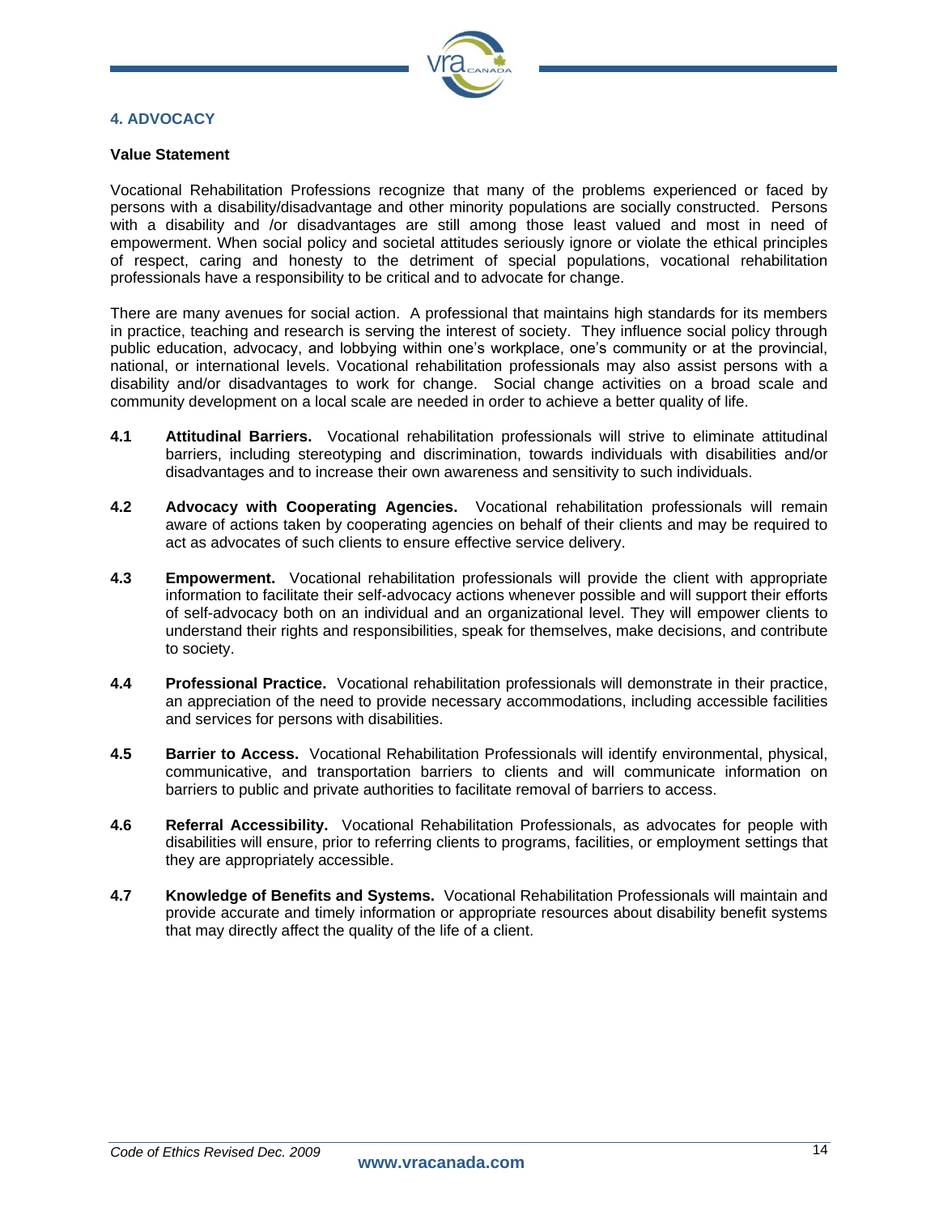## 4. ADVOCACY

**Value Statement**

Vocational Rehabilitation Professions recognize that many of the problems experienced or faced by persons with a disability/disadvantage and other minority populations are socially constructed. Persons with a disability and /or disadvantages are still among those least valued and most in need of empowerment. When social policy and societal attitudes seriously ignore or violate the ethical principles of respect, caring and honesty to the detriment of special populations, vocational rehabilitation professionals have a responsibility to be critical and to advocate for change.

There are many avenues for social action. A professional that maintains high standards for its members in practice, teaching and research is serving the interest of society. They influence social policy through public education, advocacy, and lobbying within one's workplace, one's community or at the provincial, national, or international levels. Vocational rehabilitation professionals may also assist persons with a disability and/or disadvantages to work for change. Social change activities on a broad scale and community development on a local scale are needed in order to achieve a better quality of life.

**4.1** **Attitudinal Barriers.** Vocational rehabilitation professionals will strive to eliminate attitudinal barriers, including stereotyping and discrimination, towards individuals with disabilities and/or disadvantages and to increase their own awareness and sensitivity to such individuals.

**4.2** **Advocacy with Cooperating Agencies.** Vocational rehabilitation professionals will remain aware of actions taken by cooperating agencies on behalf of their clients and may be required to act as advocates of such clients to ensure effective service delivery.

**4.3** **Empowerment.** Vocational rehabilitation professionals will provide the client with appropriate information to facilitate their self-advocacy actions whenever possible and will support their efforts of self-advocacy both on an individual and an organizational level. They will empower clients to understand their rights and responsibilities, speak for themselves, make decisions, and contribute to society.

**4.4** **Professional Practice.** Vocational rehabilitation professionals will demonstrate in their practice, an appreciation of the need to provide necessary accommodations, including accessible facilities and services for persons with disabilities.

**4.5** **Barrier to Access.** Vocational Rehabilitation Professionals will identify environmental, physical, communicative, and transportation barriers to clients and will communicate information on barriers to public and private authorities to facilitate removal of barriers to access.

**4.6** **Referral Accessibility.** Vocational Rehabilitation Professionals, as advocates for people with disabilities will ensure, prior to referring clients to programs, facilities, or employment settings that they are appropriately accessible.

**4.7** **Knowledge of Benefits and Systems.** Vocational Rehabilitation Professionals will maintain and provide accurate and timely information or appropriate resources about disability benefit systems that may directly affect the quality of the life of a client.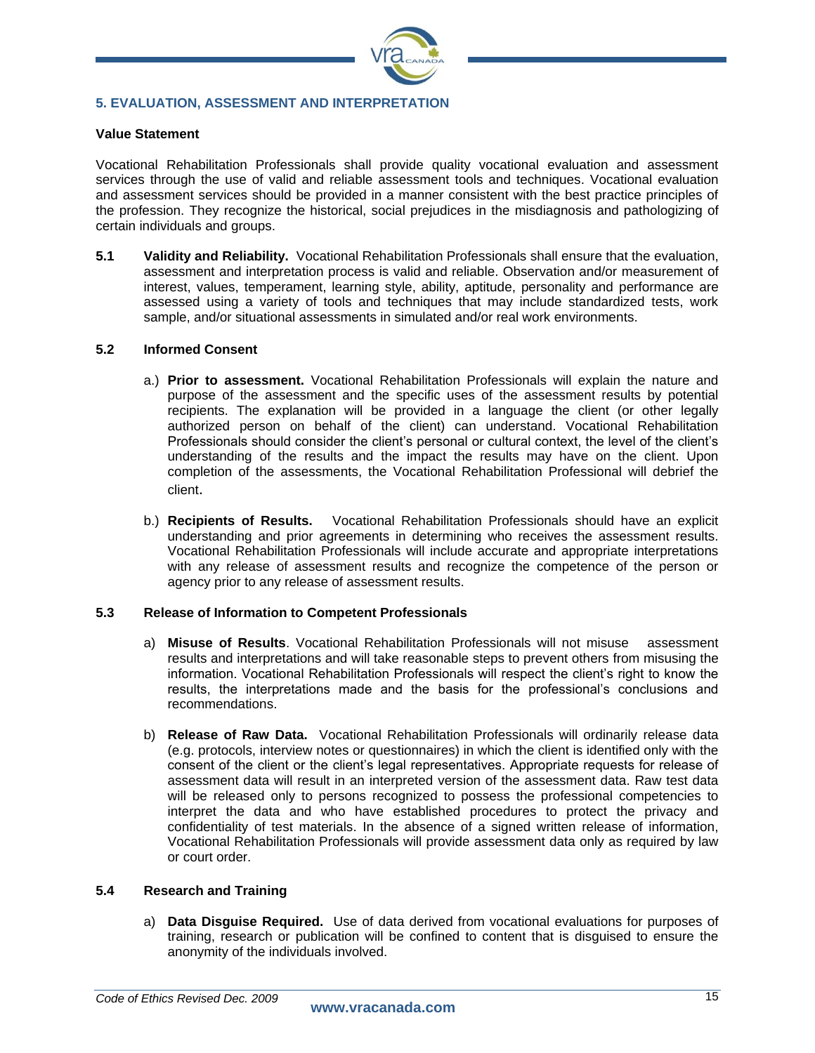## 5. EVALUATION, ASSESSMENT AND INTERPRETATION

**Value Statement**

Vocational Rehabilitation Professionals shall provide quality vocational evaluation and assessment services through the use of valid and reliable assessment tools and techniques. Vocational evaluation and assessment services should be provided in a manner consistent with the best practice principles of the profession. They recognize the historical, social prejudices in the misdiagnosis and pathologizing of certain individuals and groups.

**5.1 Validity and Reliability.** Vocational Rehabilitation Professionals shall ensure that the evaluation, assessment and interpretation process is valid and reliable. Observation and/or measurement of interest, values, temperament, learning style, ability, aptitude, personality and performance are assessed using a variety of tools and techniques that may include standardized tests, work sample, and/or situational assessments in simulated and/or real work environments.

**5.2 Informed Consent**

a.) **Prior to assessment.** Vocational Rehabilitation Professionals will explain the nature and purpose of the assessment and the specific uses of the assessment results by potential recipients. The explanation will be provided in a language the client (or other legally authorized person on behalf of the client) can understand. Vocational Rehabilitation Professionals should consider the client's personal or cultural context, the level of the client's understanding of the results and the impact the results may have on the client. Upon completion of the assessments, the Vocational Rehabilitation Professional will debrief the client.

b.) **Recipients of Results.** Vocational Rehabilitation Professionals should have an explicit understanding and prior agreements in determining who receives the assessment results. Vocational Rehabilitation Professionals will include accurate and appropriate interpretations with any release of assessment results and recognize the competence of the person or agency prior to any release of assessment results.

**5.3 Release of Information to Competent Professionals**

a) **Misuse of Results**. Vocational Rehabilitation Professionals will not misuse assessment results and interpretations and will take reasonable steps to prevent others from misusing the information. Vocational Rehabilitation Professionals will respect the client's right to know the results, the interpretations made and the basis for the professional's conclusions and recommendations.

b) **Release of Raw Data.** Vocational Rehabilitation Professionals will ordinarily release data (e.g. protocols, interview notes or questionnaires) in which the client is identified only with the consent of the client or the client's legal representatives. Appropriate requests for release of assessment data will result in an interpreted version of the assessment data. Raw test data will be released only to persons recognized to possess the professional competencies to interpret the data and who have established procedures to protect the privacy and confidentiality of test materials. In the absence of a signed written release of information, Vocational Rehabilitation Professionals will provide assessment data only as required by law or court order.

**5.4 Research and Training**

a) **Data Disguise Required.** Use of data derived from vocational evaluations for purposes of training, research or publication will be confined to content that is disguised to ensure the anonymity of the individuals involved.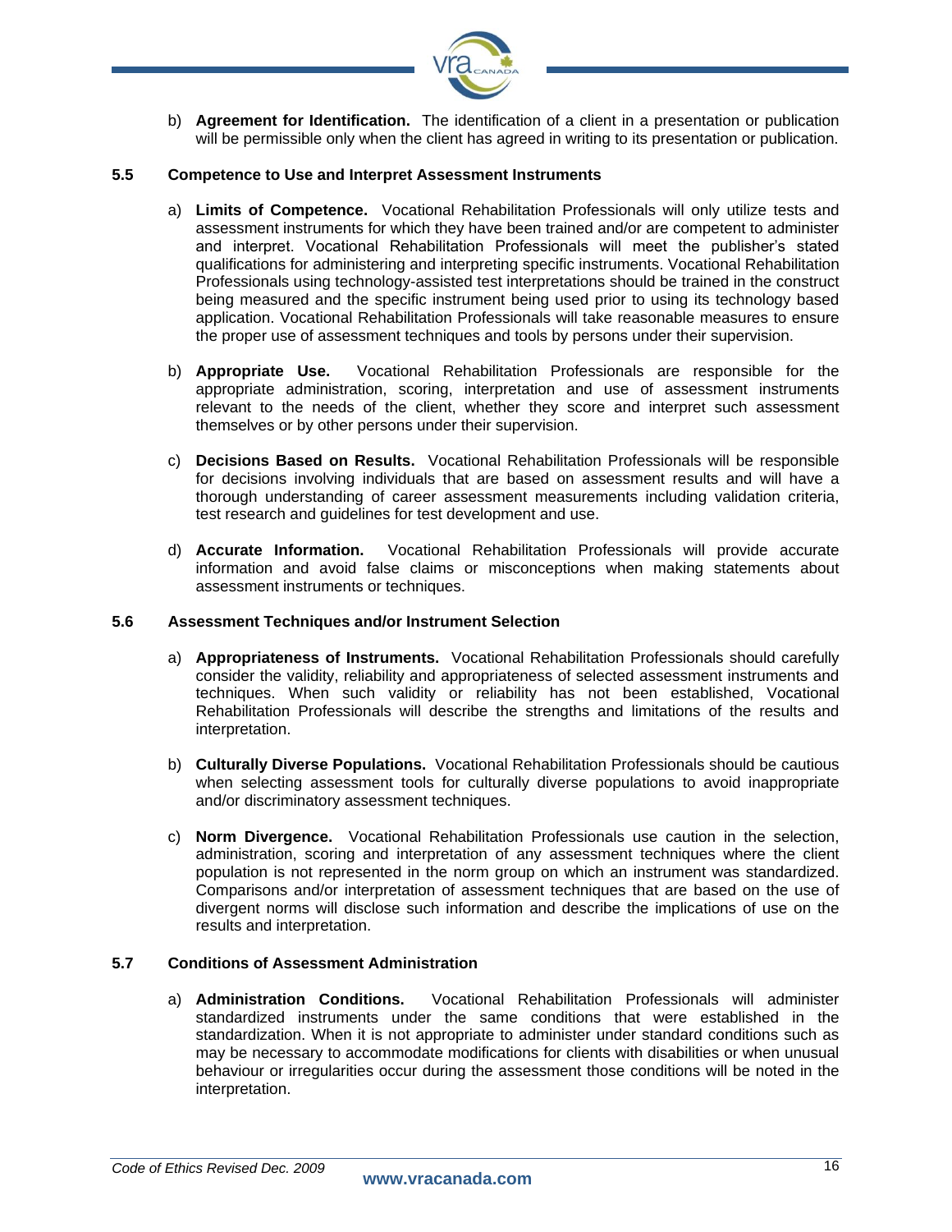b) **Agreement for Identification.** The identification of a client in a presentation or publication will be permissible only when the client has agreed in writing to its presentation or publication.

### 5.5 Competence to Use and Interpret Assessment Instruments

a) **Limits of Competence.** Vocational Rehabilitation Professionals will only utilize tests and assessment instruments for which they have been trained and/or are competent to administer and interpret. Vocational Rehabilitation Professionals will meet the publisher's stated qualifications for administering and interpreting specific instruments. Vocational Rehabilitation Professionals using technology-assisted test interpretations should be trained in the construct being measured and the specific instrument being used prior to using its technology based application. Vocational Rehabilitation Professionals will take reasonable measures to ensure the proper use of assessment techniques and tools by persons under their supervision.

b) **Appropriate Use.** Vocational Rehabilitation Professionals are responsible for the appropriate administration, scoring, interpretation and use of assessment instruments relevant to the needs of the client, whether they score and interpret such assessment themselves or by other persons under their supervision.

c) **Decisions Based on Results.** Vocational Rehabilitation Professionals will be responsible for decisions involving individuals that are based on assessment results and will have a thorough understanding of career assessment measurements including validation criteria, test research and guidelines for test development and use.

d) **Accurate Information.** Vocational Rehabilitation Professionals will provide accurate information and avoid false claims or misconceptions when making statements about assessment instruments or techniques.

### 5.6 Assessment Techniques and/or Instrument Selection

a) **Appropriateness of Instruments.** Vocational Rehabilitation Professionals should carefully consider the validity, reliability and appropriateness of selected assessment instruments and techniques. When such validity or reliability has not been established, Vocational Rehabilitation Professionals will describe the strengths and limitations of the results and interpretation.

b) **Culturally Diverse Populations.** Vocational Rehabilitation Professionals should be cautious when selecting assessment tools for culturally diverse populations to avoid inappropriate and/or discriminatory assessment techniques.

c) **Norm Divergence.** Vocational Rehabilitation Professionals use caution in the selection, administration, scoring and interpretation of any assessment techniques where the client population is not represented in the norm group on which an instrument was standardized. Comparisons and/or interpretation of assessment techniques that are based on the use of divergent norms will disclose such information and describe the implications of use on the results and interpretation.

### 5.7 Conditions of Assessment Administration

a) **Administration Conditions.** Vocational Rehabilitation Professionals will administer standardized instruments under the same conditions that were established in the standardization. When it is not appropriate to administer under standard conditions such as may be necessary to accommodate modifications for clients with disabilities or when unusual behaviour or irregularities occur during the assessment those conditions will be noted in the interpretation.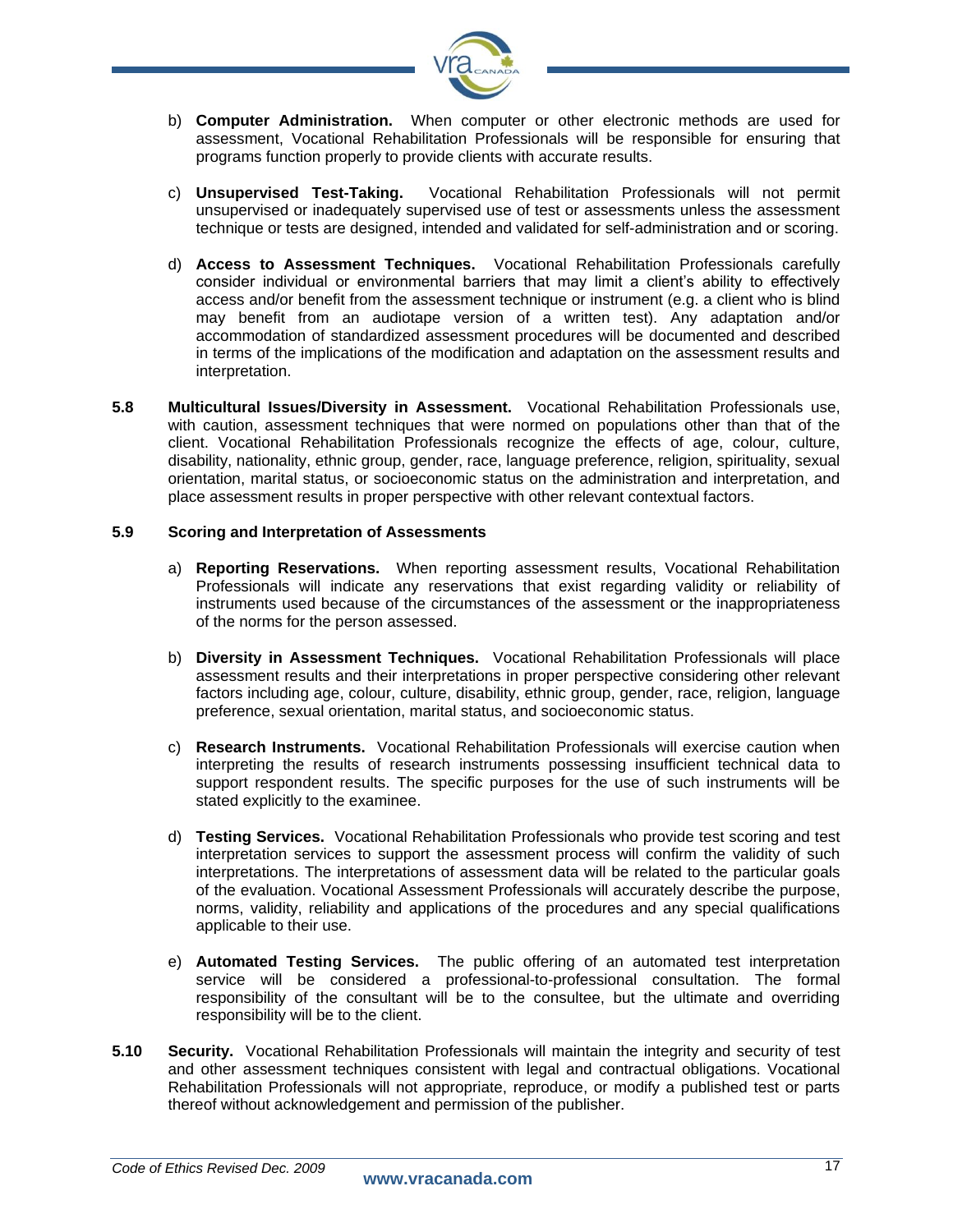b) **Computer Administration.** When computer or other electronic methods are used for assessment, Vocational Rehabilitation Professionals will be responsible for ensuring that programs function properly to provide clients with accurate results.

c) **Unsupervised Test-Taking.** Vocational Rehabilitation Professionals will not permit unsupervised or inadequately supervised use of test or assessments unless the assessment technique or tests are designed, intended and validated for self-administration and or scoring.

d) **Access to Assessment Techniques.** Vocational Rehabilitation Professionals carefully consider individual or environmental barriers that may limit a client's ability to effectively access and/or benefit from the assessment technique or instrument (e.g. a client who is blind may benefit from an audiotape version of a written test). Any adaptation and/or accommodation of standardized assessment procedures will be documented and described in terms of the implications of the modification and adaptation on the assessment results and interpretation.

**5.8 Multicultural Issues/Diversity in Assessment.** Vocational Rehabilitation Professionals use, with caution, assessment techniques that were normed on populations other than that of the client. Vocational Rehabilitation Professionals recognize the effects of age, colour, culture, disability, nationality, ethnic group, gender, race, language preference, religion, spirituality, sexual orientation, marital status, or socioeconomic status on the administration and interpretation, and place assessment results in proper perspective with other relevant contextual factors.

**5.9 Scoring and Interpretation of Assessments**

a) **Reporting Reservations.** When reporting assessment results, Vocational Rehabilitation Professionals will indicate any reservations that exist regarding validity or reliability of instruments used because of the circumstances of the assessment or the inappropriateness of the norms for the person assessed.

b) **Diversity in Assessment Techniques.** Vocational Rehabilitation Professionals will place assessment results and their interpretations in proper perspective considering other relevant factors including age, colour, culture, disability, ethnic group, gender, race, religion, language preference, sexual orientation, marital status, and socioeconomic status.

c) **Research Instruments.** Vocational Rehabilitation Professionals will exercise caution when interpreting the results of research instruments possessing insufficient technical data to support respondent results. The specific purposes for the use of such instruments will be stated explicitly to the examinee.

d) **Testing Services.** Vocational Rehabilitation Professionals who provide test scoring and test interpretation services to support the assessment process will confirm the validity of such interpretations. The interpretations of assessment data will be related to the particular goals of the evaluation. Vocational Assessment Professionals will accurately describe the purpose, norms, validity, reliability and applications of the procedures and any special qualifications applicable to their use.

e) **Automated Testing Services.** The public offering of an automated test interpretation service will be considered a professional-to-professional consultation. The formal responsibility of the consultant will be to the consultee, but the ultimate and overriding responsibility will be to the client.

**5.10 Security.** Vocational Rehabilitation Professionals will maintain the integrity and security of test and other assessment techniques consistent with legal and contractual obligations. Vocational Rehabilitation Professionals will not appropriate, reproduce, or modify a published test or parts thereof without acknowledgement and permission of the publisher.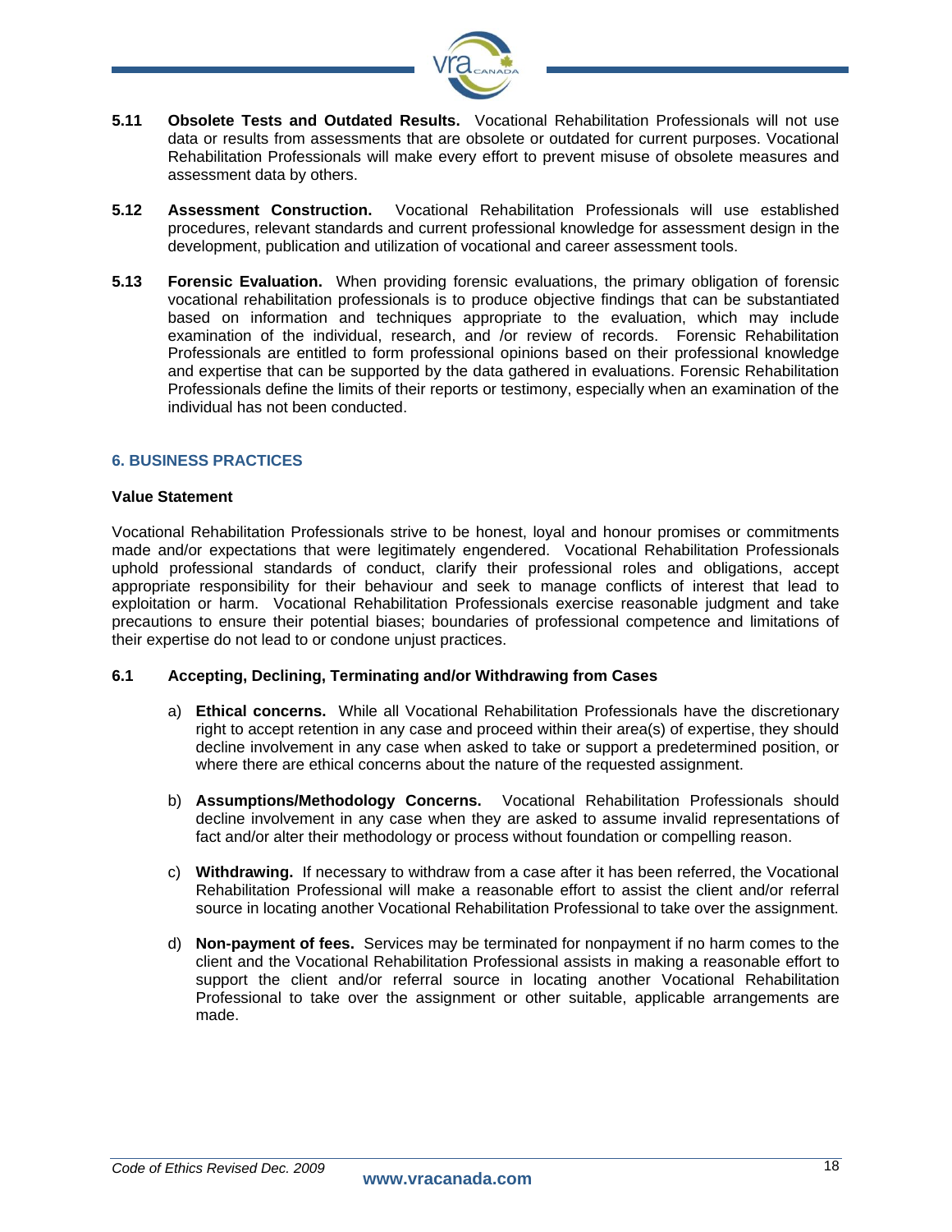**5.11 Obsolete Tests and Outdated Results.** Vocational Rehabilitation Professionals will not use data or results from assessments that are obsolete or outdated for current purposes. Vocational Rehabilitation Professionals will make every effort to prevent misuse of obsolete measures and assessment data by others.

**5.12 Assessment Construction.** Vocational Rehabilitation Professionals will use established procedures, relevant standards and current professional knowledge for assessment design in the development, publication and utilization of vocational and career assessment tools.

**5.13 Forensic Evaluation.** When providing forensic evaluations, the primary obligation of forensic vocational rehabilitation professionals is to produce objective findings that can be substantiated based on information and techniques appropriate to the evaluation, which may include examination of the individual, research, and /or review of records. Forensic Rehabilitation Professionals are entitled to form professional opinions based on their professional knowledge and expertise that can be supported by the data gathered in evaluations. Forensic Rehabilitation Professionals define the limits of their reports or testimony, especially when an examination of the individual has not been conducted.

## 6. BUSINESS PRACTICES

**Value Statement**

Vocational Rehabilitation Professionals strive to be honest, loyal and honour promises or commitments made and/or expectations that were legitimately engendered. Vocational Rehabilitation Professionals uphold professional standards of conduct, clarify their professional roles and obligations, accept appropriate responsibility for their behaviour and seek to manage conflicts of interest that lead to exploitation or harm. Vocational Rehabilitation Professionals exercise reasonable judgment and take precautions to ensure their potential biases; boundaries of professional competence and limitations of their expertise do not lead to or condone unjust practices.

**6.1 Accepting, Declining, Terminating and/or Withdrawing from Cases**

a) **Ethical concerns.** While all Vocational Rehabilitation Professionals have the discretionary right to accept retention in any case and proceed within their area(s) of expertise, they should decline involvement in any case when asked to take or support a predetermined position, or where there are ethical concerns about the nature of the requested assignment.

b) **Assumptions/Methodology Concerns.** Vocational Rehabilitation Professionals should decline involvement in any case when they are asked to assume invalid representations of fact and/or alter their methodology or process without foundation or compelling reason.

c) **Withdrawing.** If necessary to withdraw from a case after it has been referred, the Vocational Rehabilitation Professional will make a reasonable effort to assist the client and/or referral source in locating another Vocational Rehabilitation Professional to take over the assignment.

d) **Non-payment of fees.** Services may be terminated for nonpayment if no harm comes to the client and the Vocational Rehabilitation Professional assists in making a reasonable effort to support the client and/or referral source in locating another Vocational Rehabilitation Professional to take over the assignment or other suitable, applicable arrangements are made.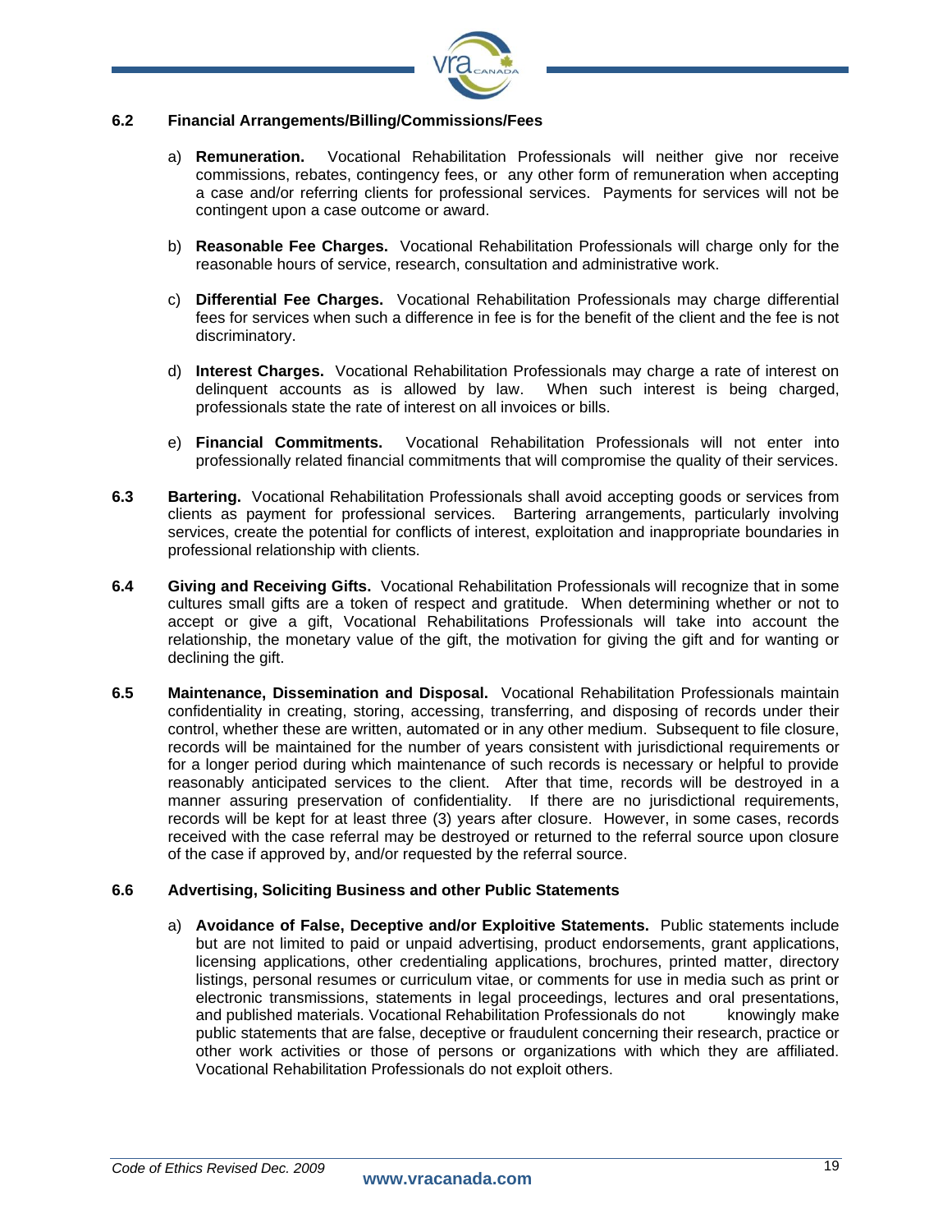### 6.2 Financial Arrangements/Billing/Commissions/Fees

a) **Remuneration.** Vocational Rehabilitation Professionals will neither give nor receive commissions, rebates, contingency fees, or any other form of remuneration when accepting a case and/or referring clients for professional services. Payments for services will not be contingent upon a case outcome or award.

b) **Reasonable Fee Charges.** Vocational Rehabilitation Professionals will charge only for the reasonable hours of service, research, consultation and administrative work.

c) **Differential Fee Charges.** Vocational Rehabilitation Professionals may charge differential fees for services when such a difference in fee is for the benefit of the client and the fee is not discriminatory.

d) **Interest Charges.** Vocational Rehabilitation Professionals may charge a rate of interest on delinquent accounts as is allowed by law. When such interest is being charged, professionals state the rate of interest on all invoices or bills.

e) **Financial Commitments.** Vocational Rehabilitation Professionals will not enter into professionally related financial commitments that will compromise the quality of their services.

**6.3 Bartering.** Vocational Rehabilitation Professionals shall avoid accepting goods or services from clients as payment for professional services. Bartering arrangements, particularly involving services, create the potential for conflicts of interest, exploitation and inappropriate boundaries in professional relationship with clients.

**6.4 Giving and Receiving Gifts.** Vocational Rehabilitation Professionals will recognize that in some cultures small gifts are a token of respect and gratitude. When determining whether or not to accept or give a gift, Vocational Rehabilitations Professionals will take into account the relationship, the monetary value of the gift, the motivation for giving the gift and for wanting or declining the gift.

**6.5 Maintenance, Dissemination and Disposal.** Vocational Rehabilitation Professionals maintain confidentiality in creating, storing, accessing, transferring, and disposing of records under their control, whether these are written, automated or in any other medium. Subsequent to file closure, records will be maintained for the number of years consistent with jurisdictional requirements or for a longer period during which maintenance of such records is necessary or helpful to provide reasonably anticipated services to the client. After that time, records will be destroyed in a manner assuring preservation of confidentiality. If there are no jurisdictional requirements, records will be kept for at least three (3) years after closure. However, in some cases, records received with the case referral may be destroyed or returned to the referral source upon closure of the case if approved by, and/or requested by the referral source.

### 6.6 Advertising, Soliciting Business and other Public Statements

a) **Avoidance of False, Deceptive and/or Exploitive Statements.** Public statements include but are not limited to paid or unpaid advertising, product endorsements, grant applications, licensing applications, other credentialing applications, brochures, printed matter, directory listings, personal resumes or curriculum vitae, or comments for use in media such as print or electronic transmissions, statements in legal proceedings, lectures and oral presentations, and published materials. Vocational Rehabilitation Professionals do not knowingly make public statements that are false, deceptive or fraudulent concerning their research, practice or other work activities or those of persons or organizations with which they are affiliated. Vocational Rehabilitation Professionals do not exploit others.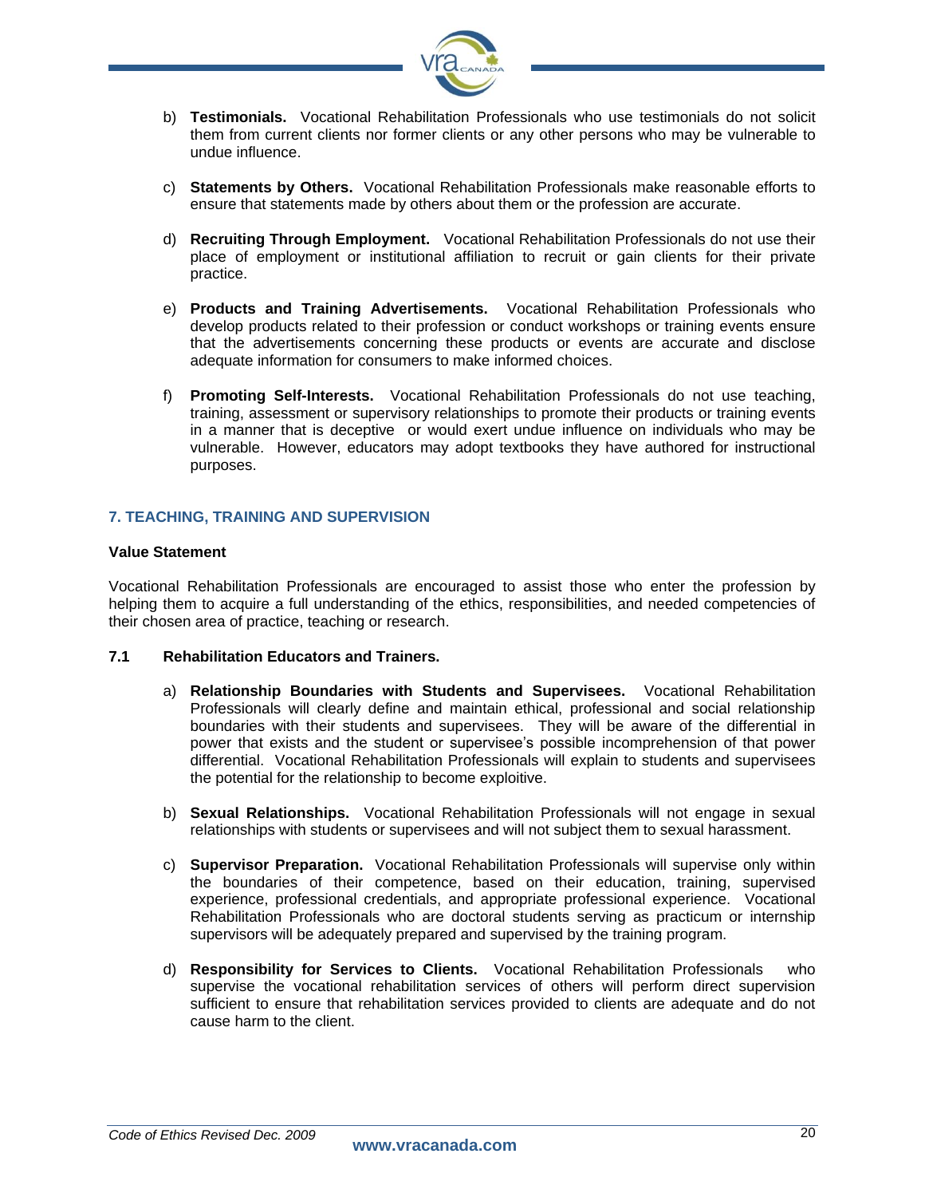b) **Testimonials.** Vocational Rehabilitation Professionals who use testimonials do not solicit them from current clients nor former clients or any other persons who may be vulnerable to undue influence.

c) **Statements by Others.** Vocational Rehabilitation Professionals make reasonable efforts to ensure that statements made by others about them or the profession are accurate.

d) **Recruiting Through Employment.** Vocational Rehabilitation Professionals do not use their place of employment or institutional affiliation to recruit or gain clients for their private practice.

e) **Products and Training Advertisements.** Vocational Rehabilitation Professionals who develop products related to their profession or conduct workshops or training events ensure that the advertisements concerning these products or events are accurate and disclose adequate information for consumers to make informed choices.

f) **Promoting Self-Interests.** Vocational Rehabilitation Professionals do not use teaching, training, assessment or supervisory relationships to promote their products or training events in a manner that is deceptive or would exert undue influence on individuals who may be vulnerable. However, educators may adopt textbooks they have authored for instructional purposes.

## 7. TEACHING, TRAINING AND SUPERVISION

**Value Statement**

Vocational Rehabilitation Professionals are encouraged to assist those who enter the profession by helping them to acquire a full understanding of the ethics, responsibilities, and needed competencies of their chosen area of practice, teaching or research.

### 7.1 Rehabilitation Educators and Trainers.

a) **Relationship Boundaries with Students and Supervisees.** Vocational Rehabilitation Professionals will clearly define and maintain ethical, professional and social relationship boundaries with their students and supervisees. They will be aware of the differential in power that exists and the student or supervisee's possible incomprehension of that power differential. Vocational Rehabilitation Professionals will explain to students and supervisees the potential for the relationship to become exploitive.

b) **Sexual Relationships.** Vocational Rehabilitation Professionals will not engage in sexual relationships with students or supervisees and will not subject them to sexual harassment.

c) **Supervisor Preparation.** Vocational Rehabilitation Professionals will supervise only within the boundaries of their competence, based on their education, training, supervised experience, professional credentials, and appropriate professional experience. Vocational Rehabilitation Professionals who are doctoral students serving as practicum or internship supervisors will be adequately prepared and supervised by the training program.

d) **Responsibility for Services to Clients.** Vocational Rehabilitation Professionals who supervise the vocational rehabilitation services of others will perform direct supervision sufficient to ensure that rehabilitation services provided to clients are adequate and do not cause harm to the client.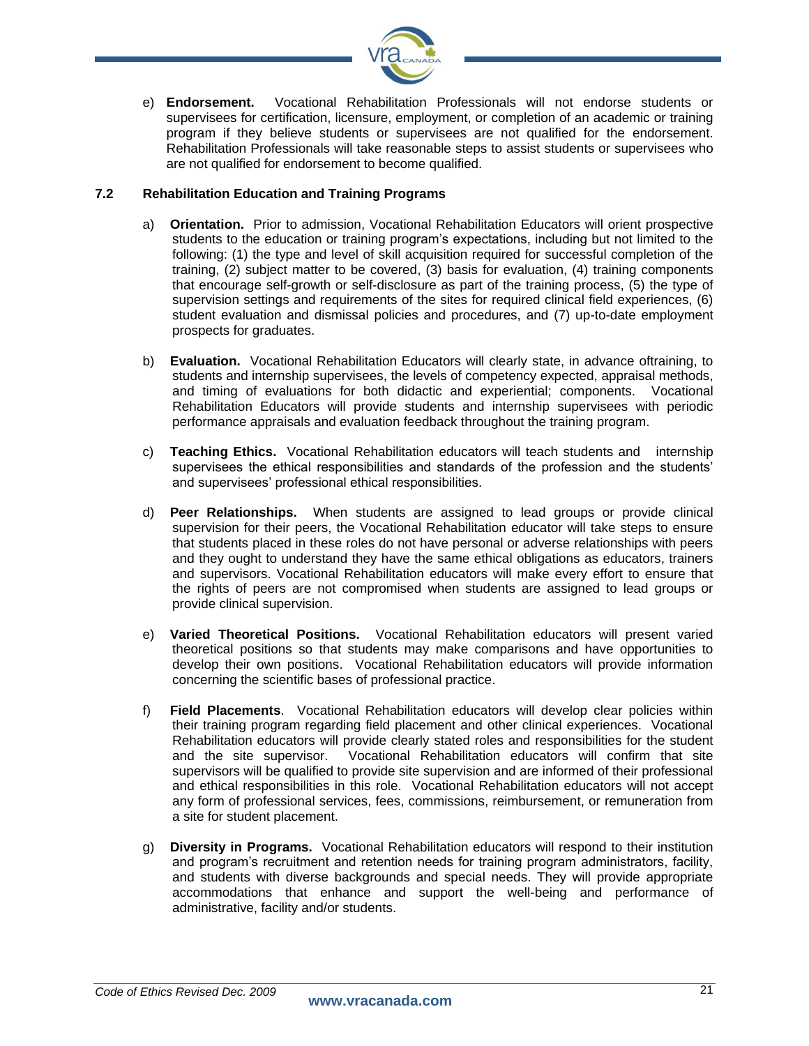e) **Endorsement.** Vocational Rehabilitation Professionals will not endorse students or supervisees for certification, licensure, employment, or completion of an academic or training program if they believe students or supervisees are not qualified for the endorsement. Rehabilitation Professionals will take reasonable steps to assist students or supervisees who are not qualified for endorsement to become qualified.

### 7.2 Rehabilitation Education and Training Programs

a) **Orientation.** Prior to admission, Vocational Rehabilitation Educators will orient prospective students to the education or training program's expectations, including but not limited to the following: (1) the type and level of skill acquisition required for successful completion of the training, (2) subject matter to be covered, (3) basis for evaluation, (4) training components that encourage self-growth or self-disclosure as part of the training process, (5) the type of supervision settings and requirements of the sites for required clinical field experiences, (6) student evaluation and dismissal policies and procedures, and (7) up-to-date employment prospects for graduates.

b) **Evaluation.** Vocational Rehabilitation Educators will clearly state, in advance oftraining, to students and internship supervisees, the levels of competency expected, appraisal methods, and timing of evaluations for both didactic and experiential; components. Vocational Rehabilitation Educators will provide students and internship supervisees with periodic performance appraisals and evaluation feedback throughout the training program.

c) **Teaching Ethics.** Vocational Rehabilitation educators will teach students and internship supervisees the ethical responsibilities and standards of the profession and the students' and supervisees' professional ethical responsibilities.

d) **Peer Relationships.** When students are assigned to lead groups or provide clinical supervision for their peers, the Vocational Rehabilitation educator will take steps to ensure that students placed in these roles do not have personal or adverse relationships with peers and they ought to understand they have the same ethical obligations as educators, trainers and supervisors. Vocational Rehabilitation educators will make every effort to ensure that the rights of peers are not compromised when students are assigned to lead groups or provide clinical supervision.

e) **Varied Theoretical Positions.** Vocational Rehabilitation educators will present varied theoretical positions so that students may make comparisons and have opportunities to develop their own positions. Vocational Rehabilitation educators will provide information concerning the scientific bases of professional practice.

f) **Field Placements**. Vocational Rehabilitation educators will develop clear policies within their training program regarding field placement and other clinical experiences. Vocational Rehabilitation educators will provide clearly stated roles and responsibilities for the student and the site supervisor. Vocational Rehabilitation educators will confirm that site supervisors will be qualified to provide site supervision and are informed of their professional and ethical responsibilities in this role. Vocational Rehabilitation educators will not accept any form of professional services, fees, commissions, reimbursement, or remuneration from a site for student placement.

g) **Diversity in Programs.** Vocational Rehabilitation educators will respond to their institution and program's recruitment and retention needs for training program administrators, facility, and students with diverse backgrounds and special needs. They will provide appropriate accommodations that enhance and support the well-being and performance of administrative, facility and/or students.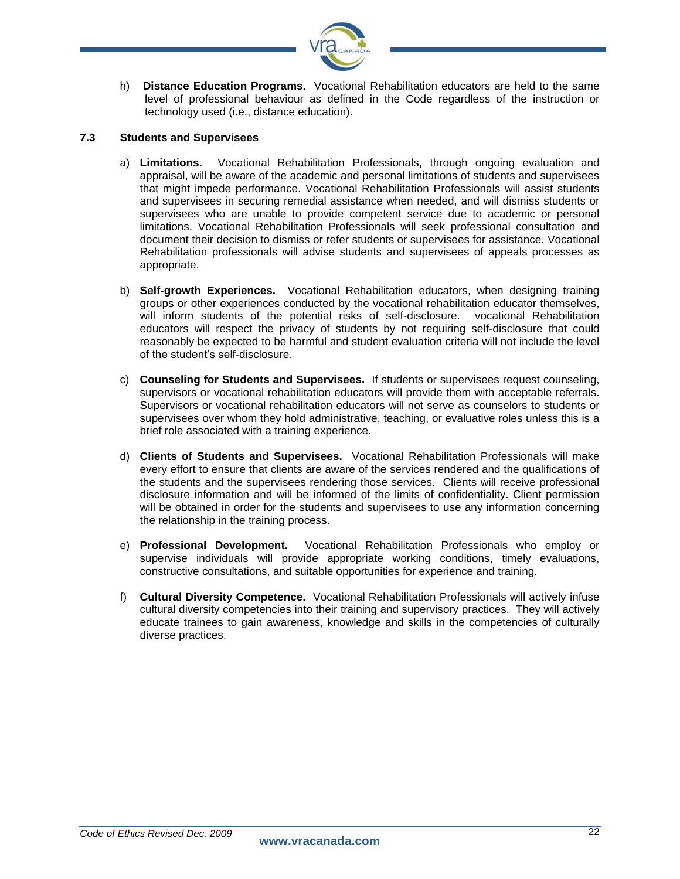h) **Distance Education Programs.** Vocational Rehabilitation educators are held to the same level of professional behaviour as defined in the Code regardless of the instruction or technology used (i.e., distance education).

### 7.3 Students and Supervisees

a) **Limitations.** Vocational Rehabilitation Professionals, through ongoing evaluation and appraisal, will be aware of the academic and personal limitations of students and supervisees that might impede performance. Vocational Rehabilitation Professionals will assist students and supervisees in securing remedial assistance when needed, and will dismiss students or supervisees who are unable to provide competent service due to academic or personal limitations. Vocational Rehabilitation Professionals will seek professional consultation and document their decision to dismiss or refer students or supervisees for assistance. Vocational Rehabilitation professionals will advise students and supervisees of appeals processes as appropriate.

b) **Self-growth Experiences.** Vocational Rehabilitation educators, when designing training groups or other experiences conducted by the vocational rehabilitation educator themselves, will inform students of the potential risks of self-disclosure. vocational Rehabilitation educators will respect the privacy of students by not requiring self-disclosure that could reasonably be expected to be harmful and student evaluation criteria will not include the level of the student's self-disclosure.

c) **Counseling for Students and Supervisees.** If students or supervisees request counseling, supervisors or vocational rehabilitation educators will provide them with acceptable referrals. Supervisors or vocational rehabilitation educators will not serve as counselors to students or supervisees over whom they hold administrative, teaching, or evaluative roles unless this is a brief role associated with a training experience.

d) **Clients of Students and Supervisees.** Vocational Rehabilitation Professionals will make every effort to ensure that clients are aware of the services rendered and the qualifications of the students and the supervisees rendering those services. Clients will receive professional disclosure information and will be informed of the limits of confidentiality. Client permission will be obtained in order for the students and supervisees to use any information concerning the relationship in the training process.

e) **Professional Development.** Vocational Rehabilitation Professionals who employ or supervise individuals will provide appropriate working conditions, timely evaluations, constructive consultations, and suitable opportunities for experience and training.

f) **Cultural Diversity Competence.** Vocational Rehabilitation Professionals will actively infuse cultural diversity competencies into their training and supervisory practices. They will actively educate trainees to gain awareness, knowledge and skills in the competencies of culturally diverse practices.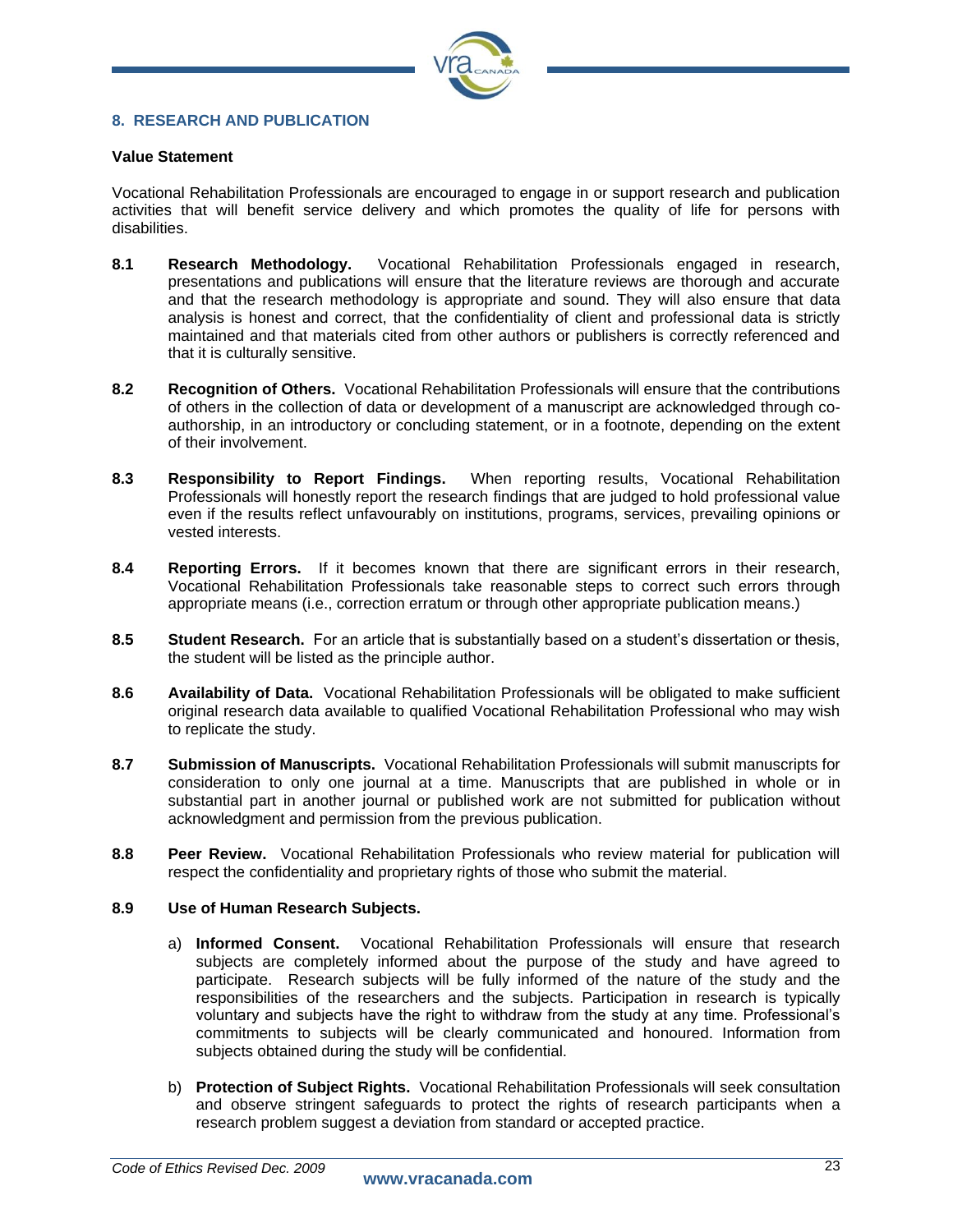## 8. RESEARCH AND PUBLICATION

**Value Statement**

Vocational Rehabilitation Professionals are encouraged to engage in or support research and publication activities that will benefit service delivery and which promotes the quality of life for persons with disabilities.

**8.1 Research Methodology.** Vocational Rehabilitation Professionals engaged in research, presentations and publications will ensure that the literature reviews are thorough and accurate and that the research methodology is appropriate and sound. They will also ensure that data analysis is honest and correct, that the confidentiality of client and professional data is strictly maintained and that materials cited from other authors or publishers is correctly referenced and that it is culturally sensitive.

**8.2 Recognition of Others.** Vocational Rehabilitation Professionals will ensure that the contributions of others in the collection of data or development of a manuscript are acknowledged through co-authorship, in an introductory or concluding statement, or in a footnote, depending on the extent of their involvement.

**8.3 Responsibility to Report Findings.** When reporting results, Vocational Rehabilitation Professionals will honestly report the research findings that are judged to hold professional value even if the results reflect unfavourably on institutions, programs, services, prevailing opinions or vested interests.

**8.4 Reporting Errors.** If it becomes known that there are significant errors in their research, Vocational Rehabilitation Professionals take reasonable steps to correct such errors through appropriate means (i.e., correction erratum or through other appropriate publication means.)

**8.5 Student Research.** For an article that is substantially based on a student's dissertation or thesis, the student will be listed as the principle author.

**8.6 Availability of Data.** Vocational Rehabilitation Professionals will be obligated to make sufficient original research data available to qualified Vocational Rehabilitation Professional who may wish to replicate the study.

**8.7 Submission of Manuscripts.** Vocational Rehabilitation Professionals will submit manuscripts for consideration to only one journal at a time. Manuscripts that are published in whole or in substantial part in another journal or published work are not submitted for publication without acknowledgment and permission from the previous publication.

**8.8 Peer Review.** Vocational Rehabilitation Professionals who review material for publication will respect the confidentiality and proprietary rights of those who submit the material.

**8.9 Use of Human Research Subjects.**

a) **Informed Consent.** Vocational Rehabilitation Professionals will ensure that research subjects are completely informed about the purpose of the study and have agreed to participate. Research subjects will be fully informed of the nature of the study and the responsibilities of the researchers and the subjects. Participation in research is typically voluntary and subjects have the right to withdraw from the study at any time. Professional's commitments to subjects will be clearly communicated and honoured. Information from subjects obtained during the study will be confidential.

b) **Protection of Subject Rights.** Vocational Rehabilitation Professionals will seek consultation and observe stringent safeguards to protect the rights of research participants when a research problem suggest a deviation from standard or accepted practice.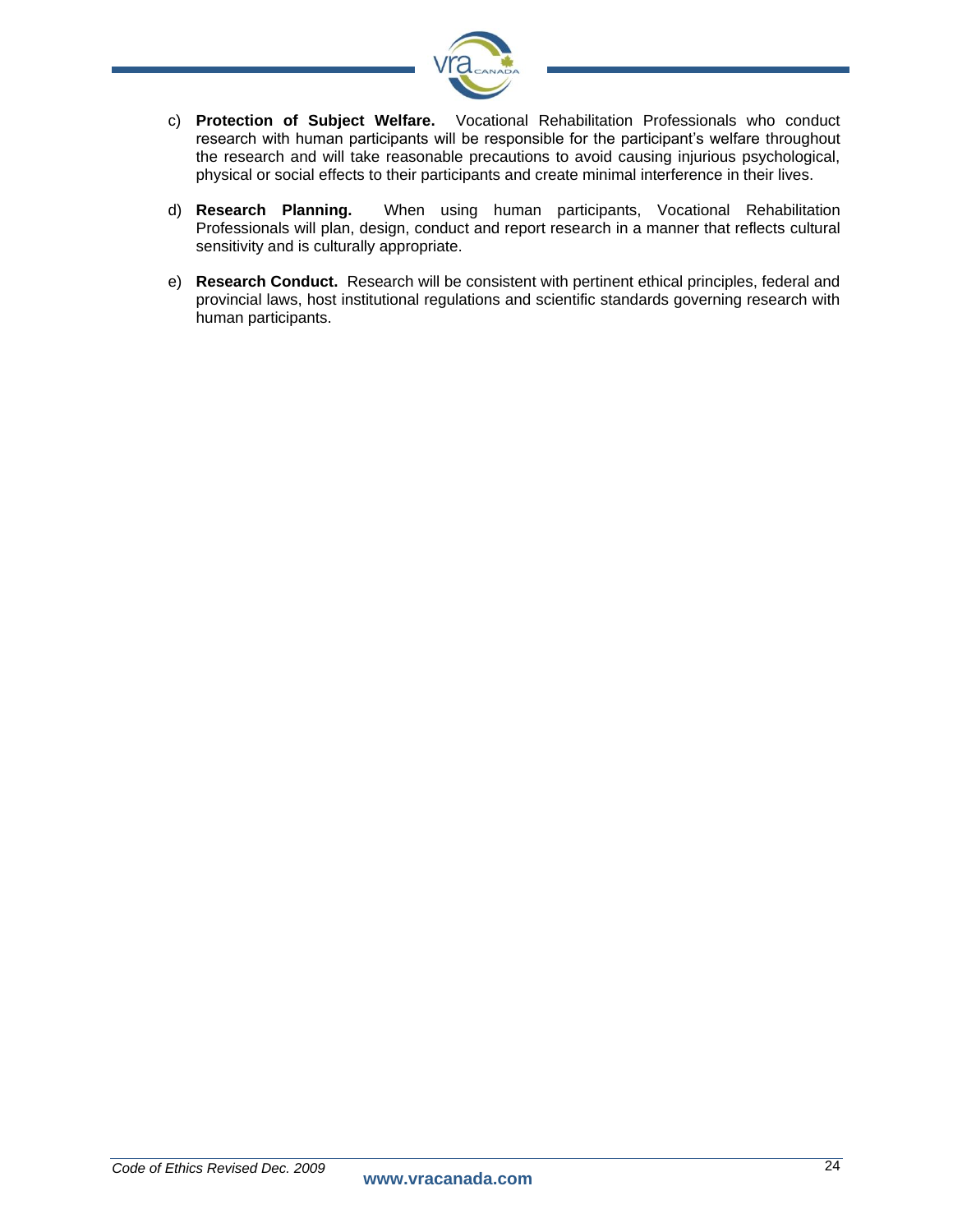c) **Protection of Subject Welfare.** Vocational Rehabilitation Professionals who conduct research with human participants will be responsible for the participant's welfare throughout the research and will take reasonable precautions to avoid causing injurious psychological, physical or social effects to their participants and create minimal interference in their lives.

d) **Research Planning.** When using human participants, Vocational Rehabilitation Professionals will plan, design, conduct and report research in a manner that reflects cultural sensitivity and is culturally appropriate.

e) **Research Conduct.** Research will be consistent with pertinent ethical principles, federal and provincial laws, host institutional regulations and scientific standards governing research with human participants.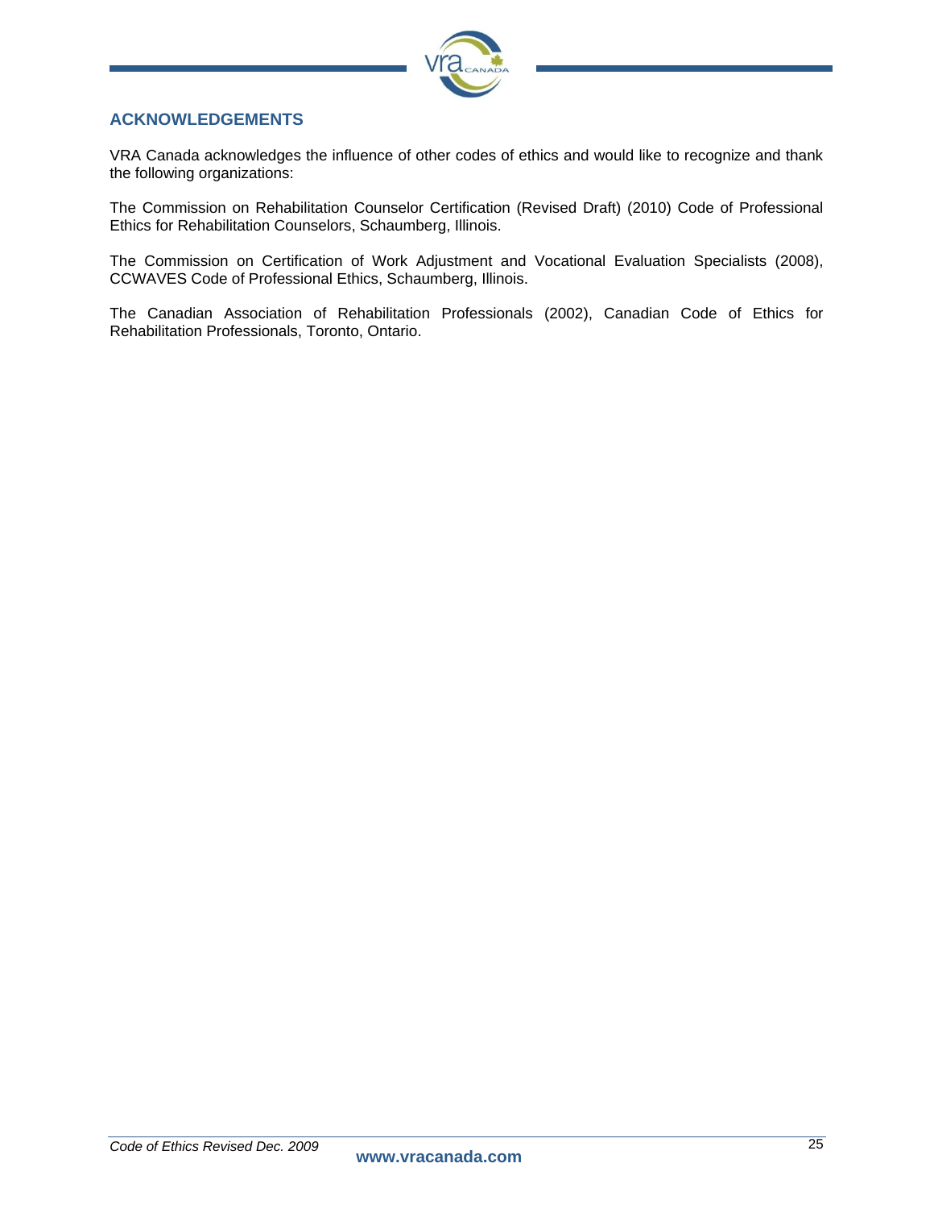## ACKNOWLEDGEMENTS

VRA Canada acknowledges the influence of other codes of ethics and would like to recognize and thank the following organizations:

The Commission on Rehabilitation Counselor Certification (Revised Draft) (2010) Code of Professional Ethics for Rehabilitation Counselors, Schaumberg, Illinois.

The Commission on Certification of Work Adjustment and Vocational Evaluation Specialists (2008), CCWAVES Code of Professional Ethics, Schaumberg, Illinois.

The Canadian Association of Rehabilitation Professionals (2002), Canadian Code of Ethics for Rehabilitation Professionals, Toronto, Ontario.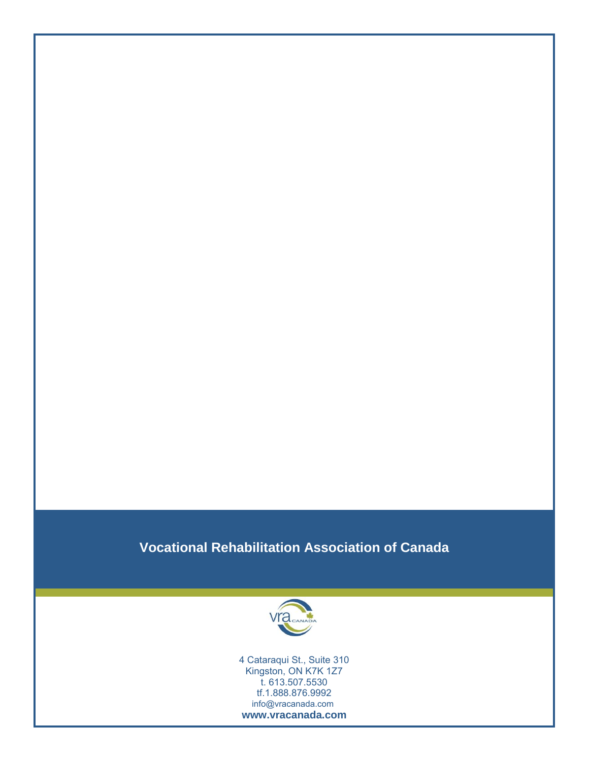**Vocational Rehabilitation Association of Canada**

4 Cataraqui St., Suite 310
Kingston, ON K7K 1Z7
t. 613.507.5530
tf.1.888.876.9992
info@vracanada.com
**www.vracanada.com**